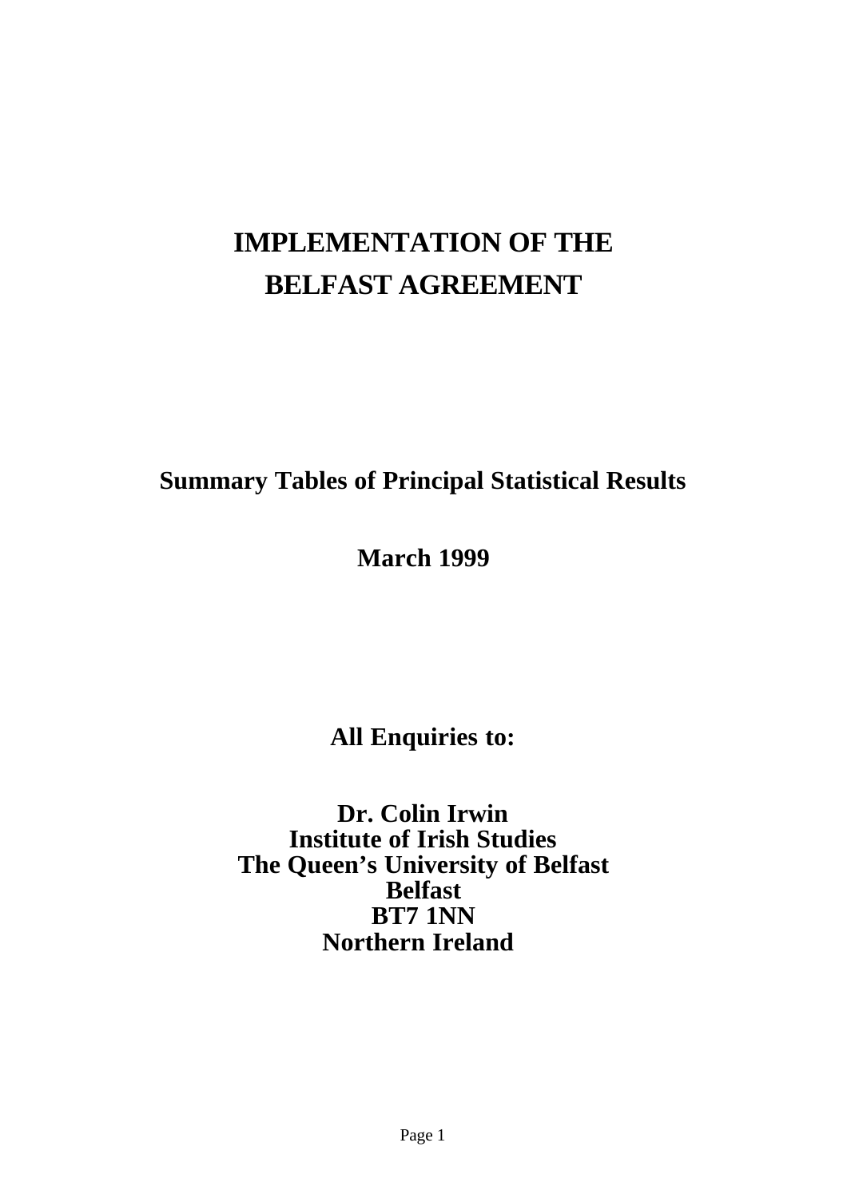# IMPLEMENTATION OF THE BELFAST AGREEMENT

## Summary Tables of Principal Statistical Results

## March 1999

**All Enquiries to:**

**Dr. Colin Irwin**
**Institute of Irish Studies**
**The Queen's University of Belfast**
**Belfast**
**BT7 1NN**
**Northern Ireland**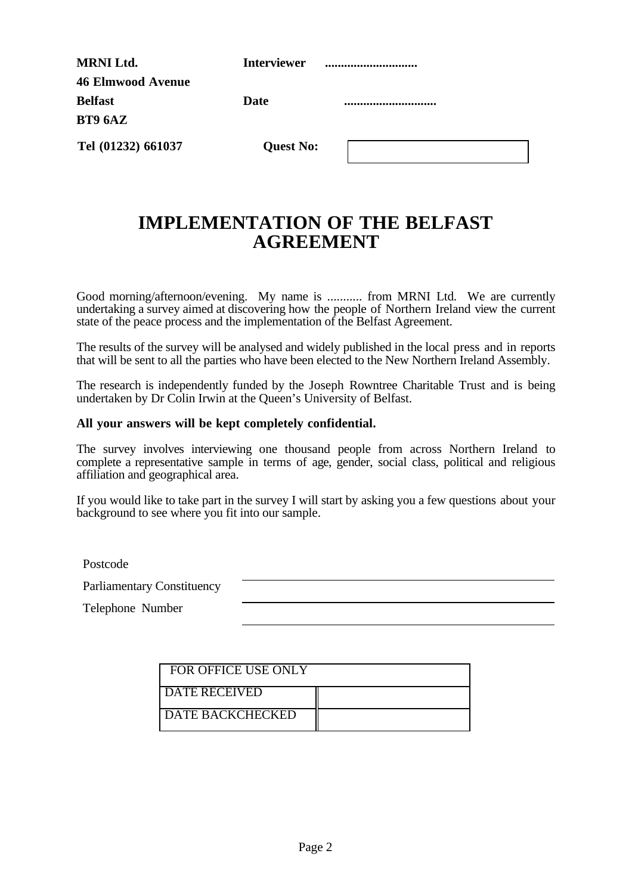**MRNI Ltd.**
**46 Elmwood Avenue**
**Belfast**
**BT9 6AZ**
**Tel (01232) 661037**

**Interviewer** .............................

**Date** .............................

**Quest No:** ____________

# IMPLEMENTATION OF THE BELFAST AGREEMENT

Good morning/afternoon/evening. My name is ........... from MRNI Ltd. We are currently undertaking a survey aimed at discovering how the people of Northern Ireland view the current state of the peace process and the implementation of the Belfast Agreement.

The results of the survey will be analysed and widely published in the local press and in reports that will be sent to all the parties who have been elected to the New Northern Ireland Assembly.

The research is independently funded by the Joseph Rowntree Charitable Trust and is being undertaken by Dr Colin Irwin at the Queen's University of Belfast.

**All your answers will be kept completely confidential.**

The survey involves interviewing one thousand people from across Northern Ireland to complete a representative sample in terms of age, gender, social class, political and religious affiliation and geographical area.

If you would like to take part in the survey I will start by asking you a few questions about your background to see where you fit into our sample.

Postcode ____________________

Parliamentary Constituency ____________________

Telephone Number ____________________

| FOR OFFICE USE ONLY | |
|---|---|
| DATE RECEIVED | |
| DATE BACKCHECKED | |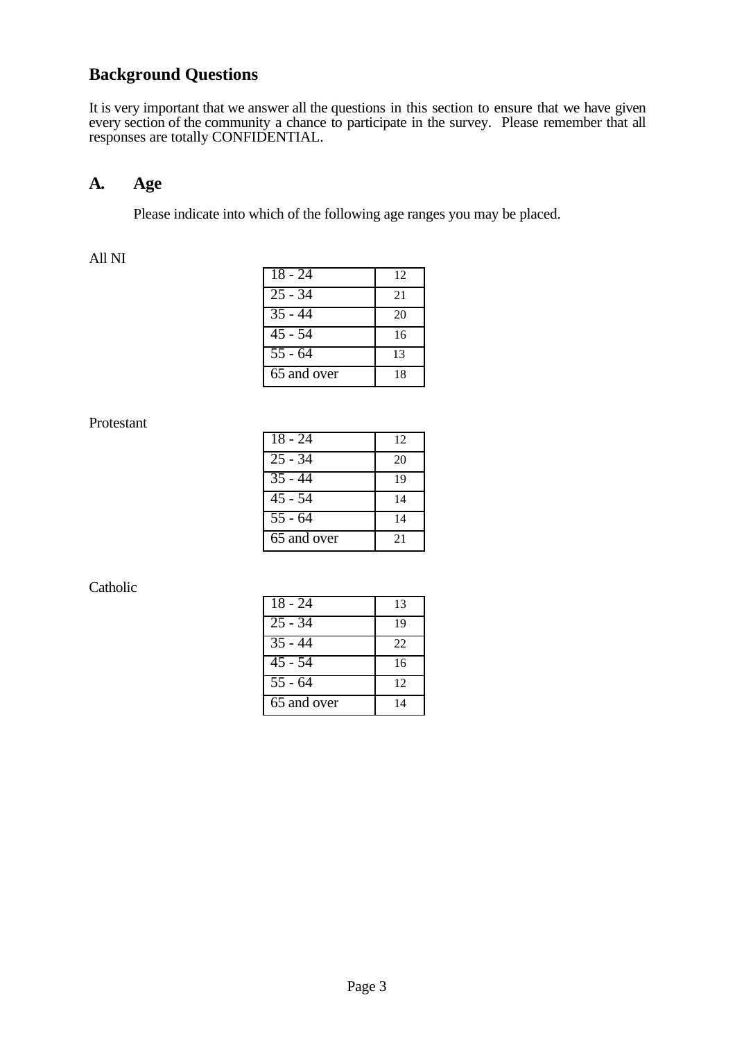## Background Questions

It is very important that we answer all the questions in this section to ensure that we have given every section of the community a chance to participate in the survey. Please remember that all responses are totally CONFIDENTIAL.

## A. Age

Please indicate into which of the following age ranges you may be placed.

All NI

| | |
|---|---|
| 18 - 24 | 12 |
| 25 - 34 | 21 |
| 35 - 44 | 20 |
| 45 - 54 | 16 |
| 55 - 64 | 13 |
| 65 and over | 18 |

Protestant

| | |
|---|---|
| 18 - 24 | 12 |
| 25 - 34 | 20 |
| 35 - 44 | 19 |
| 45 - 54 | 14 |
| 55 - 64 | 14 |
| 65 and over | 21 |

Catholic

| | |
|---|---|
| 18 - 24 | 13 |
| 25 - 34 | 19 |
| 35 - 44 | 22 |
| 45 - 54 | 16 |
| 55 - 64 | 12 |
| 65 and over | 14 |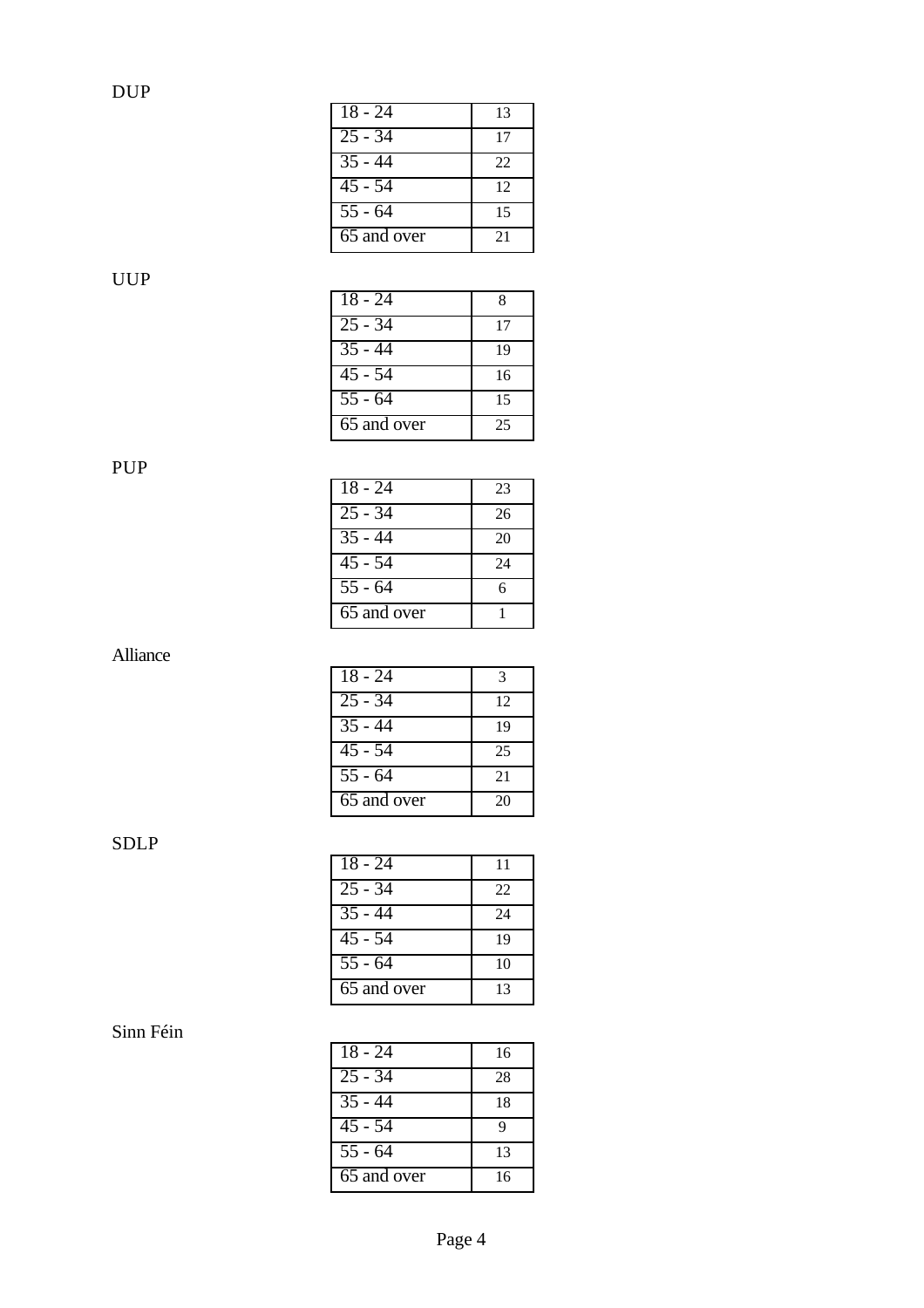DUP

| | |
|---|---|
| 18 - 24 | 13 |
| 25 - 34 | 17 |
| 35 - 44 | 22 |
| 45 - 54 | 12 |
| 55 - 64 | 15 |
| 65 and over | 21 |

UUP

| | |
|---|---|
| 18 - 24 | 8 |
| 25 - 34 | 17 |
| 35 - 44 | 19 |
| 45 - 54 | 16 |
| 55 - 64 | 15 |
| 65 and over | 25 |

PUP

| | |
|---|---|
| 18 - 24 | 23 |
| 25 - 34 | 26 |
| 35 - 44 | 20 |
| 45 - 54 | 24 |
| 55 - 64 | 6 |
| 65 and over | 1 |

Alliance

| | |
|---|---|
| 18 - 24 | 3 |
| 25 - 34 | 12 |
| 35 - 44 | 19 |
| 45 - 54 | 25 |
| 55 - 64 | 21 |
| 65 and over | 20 |

SDLP

| | |
|---|---|
| 18 - 24 | 11 |
| 25 - 34 | 22 |
| 35 - 44 | 24 |
| 45 - 54 | 19 |
| 55 - 64 | 10 |
| 65 and over | 13 |

Sinn Féin

| | |
|---|---|
| 18 - 24 | 16 |
| 25 - 34 | 28 |
| 35 - 44 | 18 |
| 45 - 54 | 9 |
| 55 - 64 | 13 |
| 65 and over | 16 |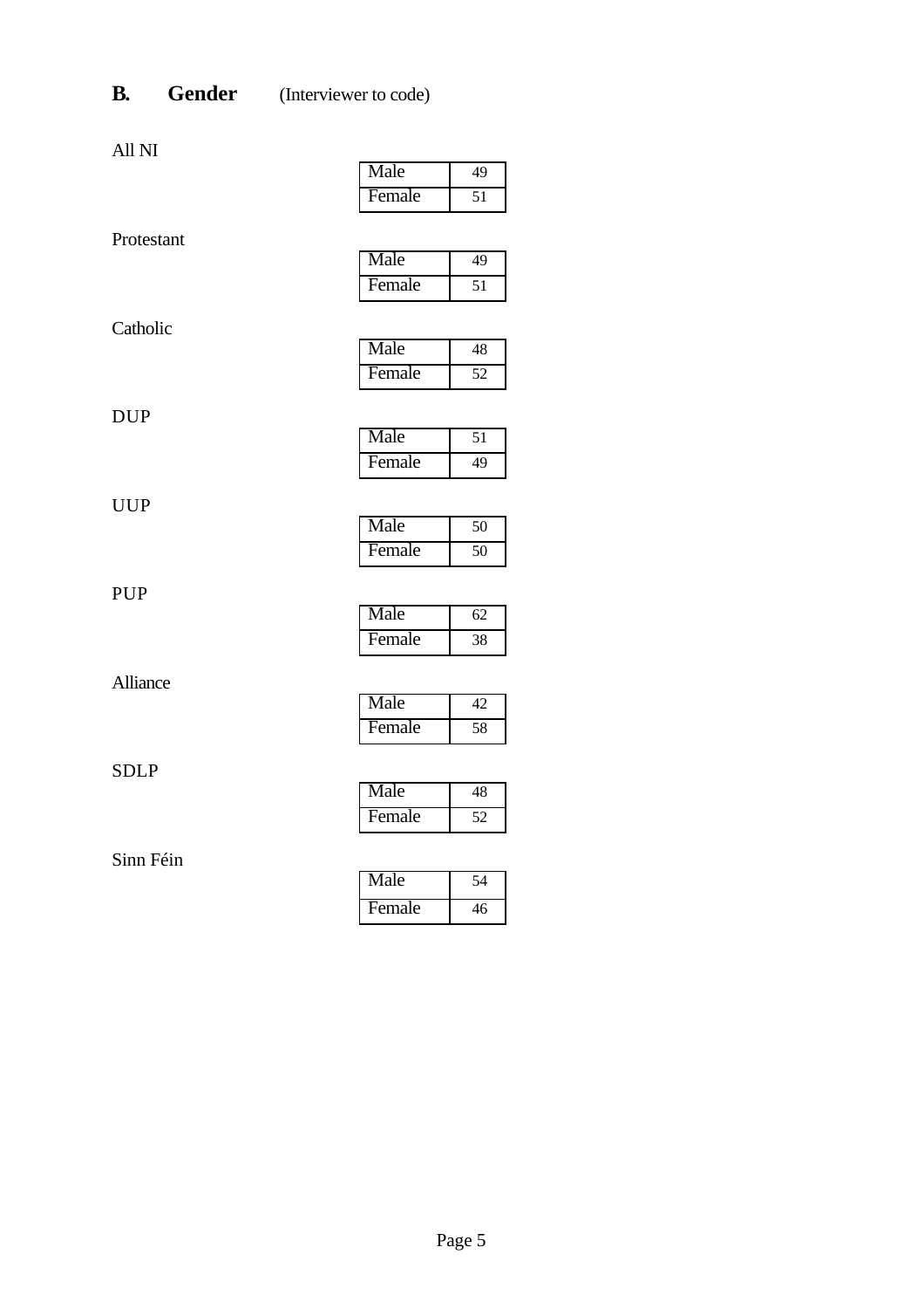## B. Gender (Interviewer to code)

All NI

| Male | 49 |
|---|---|
| Female | 51 |

Protestant

| Male | 49 |
|---|---|
| Female | 51 |

Catholic

| Male | 48 |
|---|---|
| Female | 52 |

DUP

| Male | 51 |
|---|---|
| Female | 49 |

UUP

| Male | 50 |
|---|---|
| Female | 50 |

PUP

| Male | 62 |
|---|---|
| Female | 38 |

Alliance

| Male | 42 |
|---|---|
| Female | 58 |

SDLP

| Male | 48 |
|---|---|
| Female | 52 |

Sinn Féin

| Male | 54 |
|---|---|
| Female | 46 |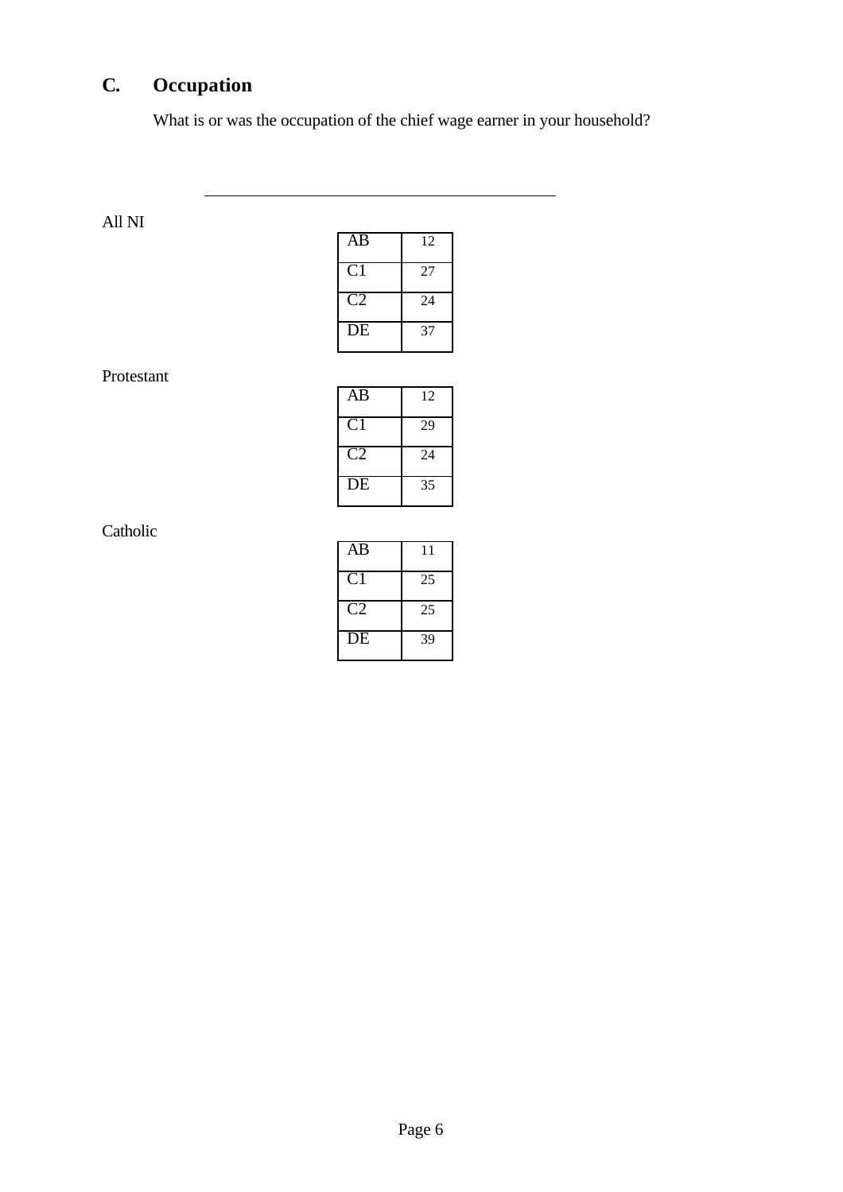## C. Occupation

What is or was the occupation of the chief wage earner in your household?

---

All NI

| | |
|---|---|
| AB | 12 |
| C1 | 27 |
| C2 | 24 |
| DE | 37 |

Protestant

| | |
|---|---|
| AB | 12 |
| C1 | 29 |
| C2 | 24 |
| DE | 35 |

Catholic

| | |
|---|---|
| AB | 11 |
| C1 | 25 |
| C2 | 25 |
| DE | 39 |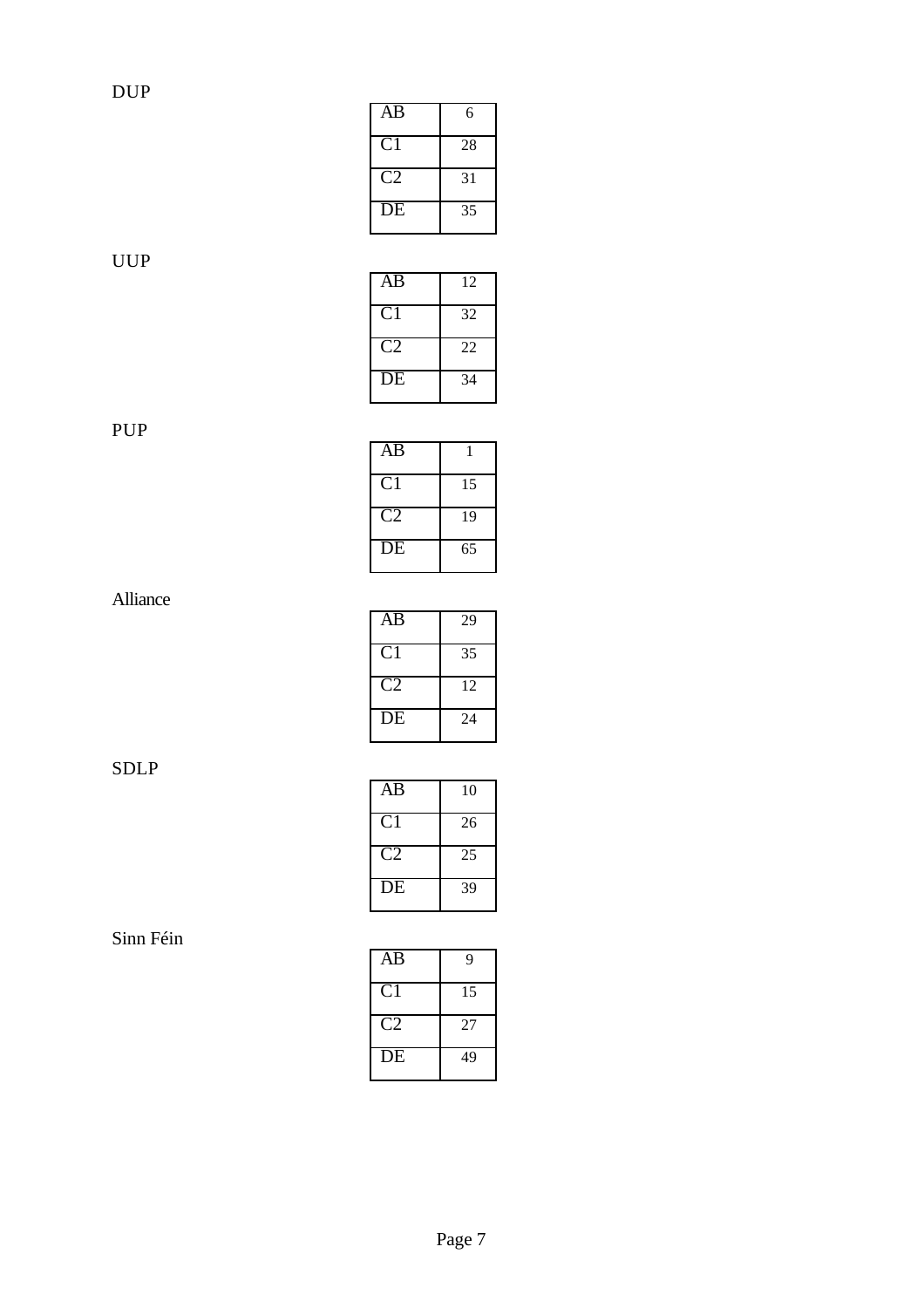DUP

| | |
|---|---|
| AB | 6 |
| C1 | 28 |
| C2 | 31 |
| DE | 35 |

UUP

| | |
|---|---|
| AB | 12 |
| C1 | 32 |
| C2 | 22 |
| DE | 34 |

PUP

| | |
|---|---|
| AB | 1 |
| C1 | 15 |
| C2 | 19 |
| DE | 65 |

Alliance

| | |
|---|---|
| AB | 29 |
| C1 | 35 |
| C2 | 12 |
| DE | 24 |

SDLP

| | |
|---|---|
| AB | 10 |
| C1 | 26 |
| C2 | 25 |
| DE | 39 |

Sinn Féin

| | |
|---|---|
| AB | 9 |
| C1 | 15 |
| C2 | 27 |
| DE | 49 |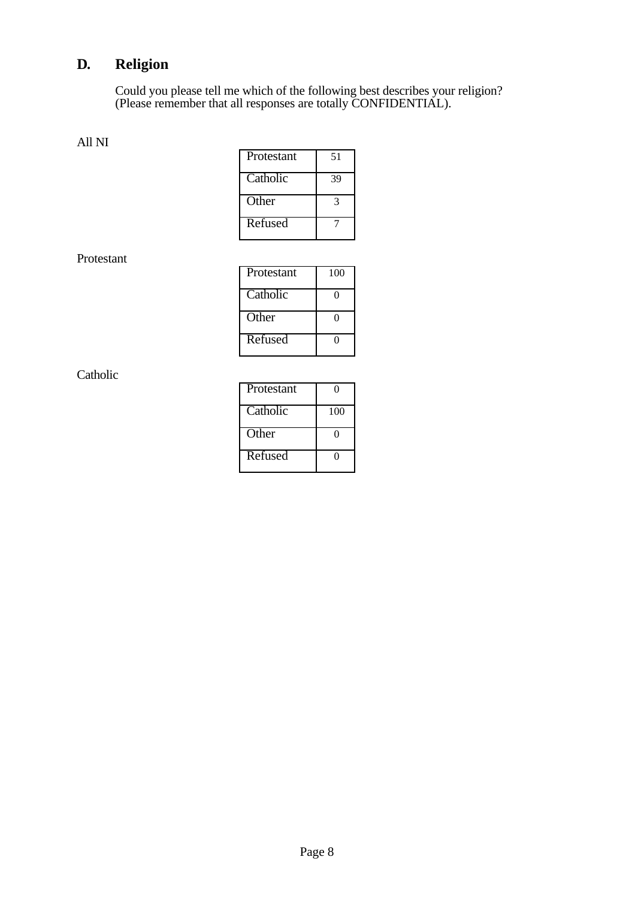## D. Religion

Could you please tell me which of the following best describes your religion? (Please remember that all responses are totally CONFIDENTIAL).

All NI

| | |
|---|---|
| Protestant | 51 |
| Catholic | 39 |
| Other | 3 |
| Refused | 7 |

Protestant

| | |
|---|---|
| Protestant | 100 |
| Catholic | 0 |
| Other | 0 |
| Refused | 0 |

Catholic

| | |
|---|---|
| Protestant | 0 |
| Catholic | 100 |
| Other | 0 |
| Refused | 0 |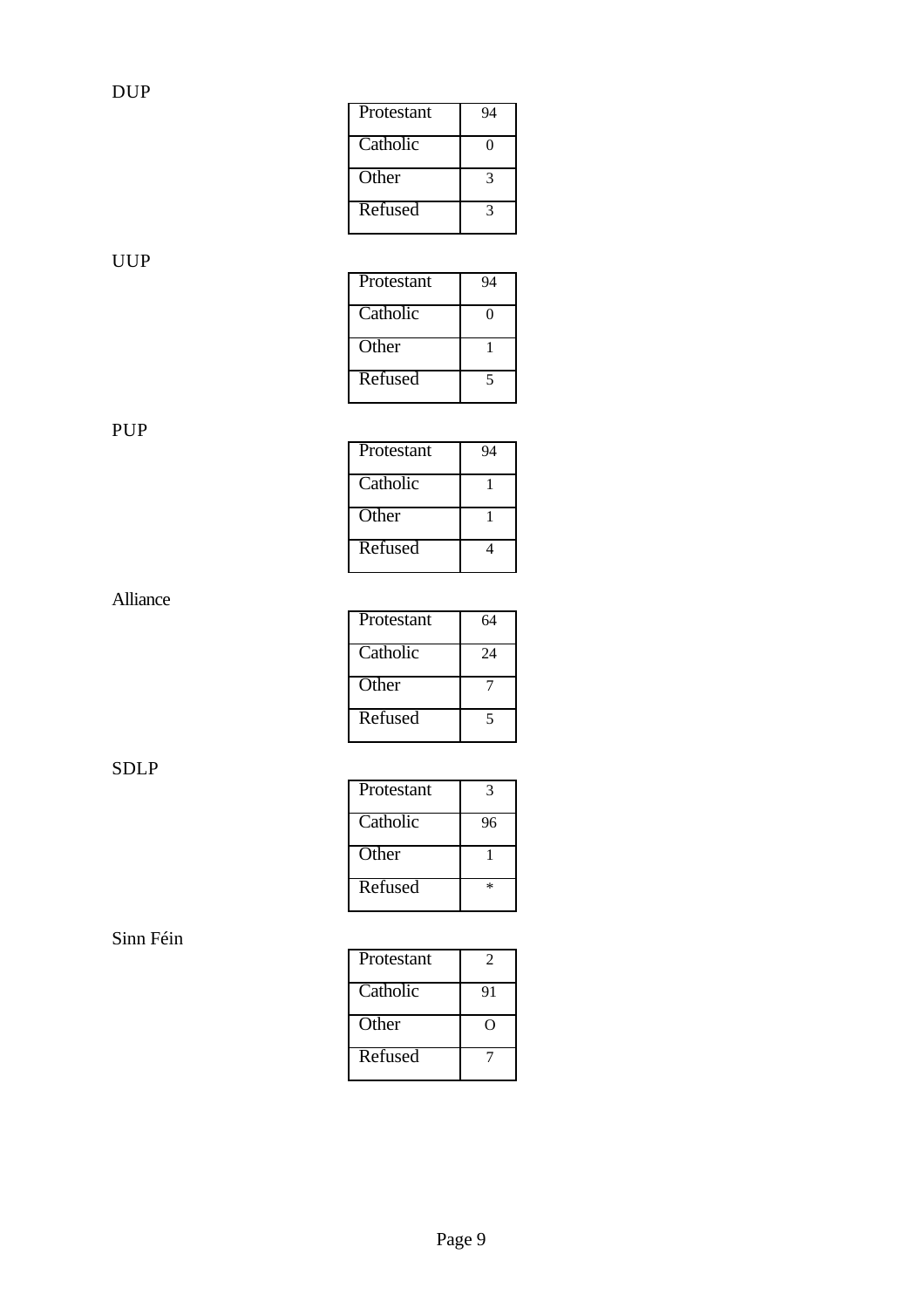DUP

| Protestant | 94 |
|---|---|
| Catholic | 0 |
| Other | 3 |
| Refused | 3 |

UUP

| Protestant | 94 |
|---|---|
| Catholic | 0 |
| Other | 1 |
| Refused | 5 |

PUP

| Protestant | 94 |
|---|---|
| Catholic | 1 |
| Other | 1 |
| Refused | 4 |

Alliance

| Protestant | 64 |
|---|---|
| Catholic | 24 |
| Other | 7 |
| Refused | 5 |

SDLP

| Protestant | 3 |
|---|---|
| Catholic | 96 |
| Other | 1 |
| Refused | * |

Sinn Féin

| Protestant | 2 |
|---|---|
| Catholic | 91 |
| Other | O |
| Refused | 7 |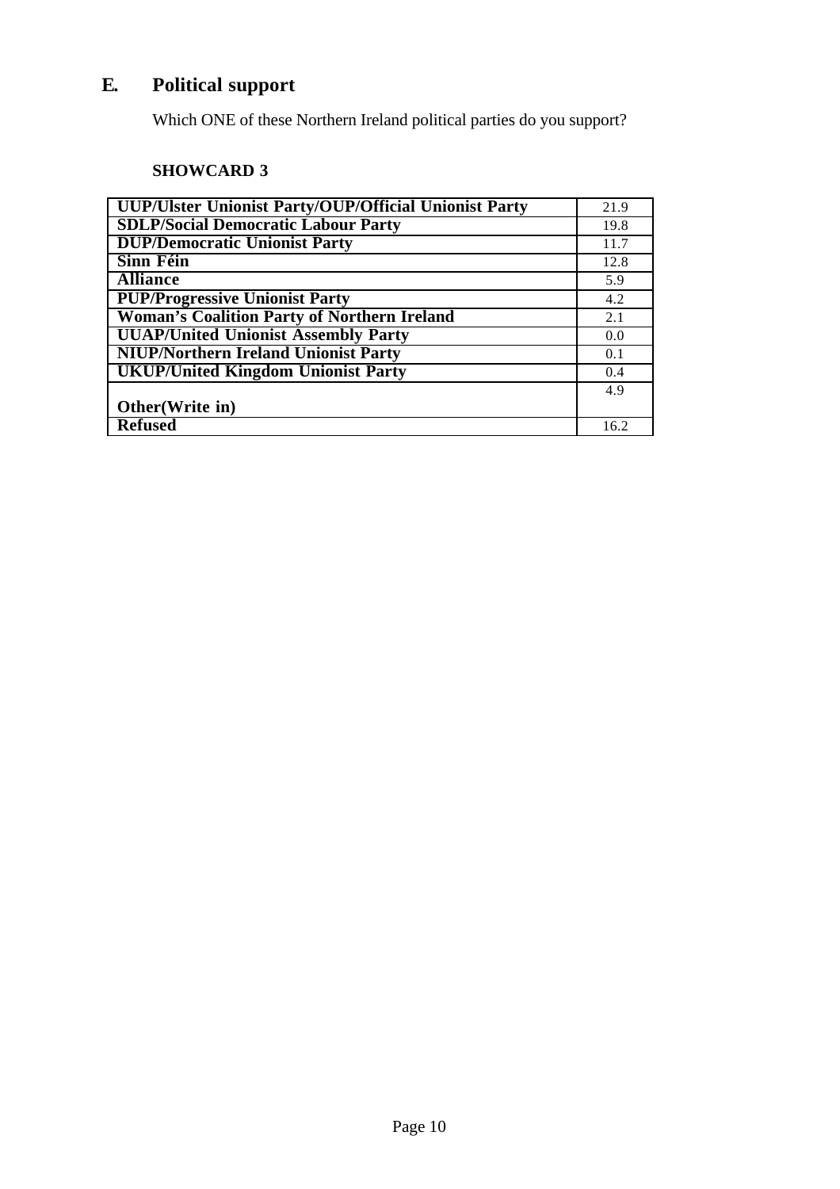## E. Political support

Which ONE of these Northern Ireland political parties do you support?

**SHOWCARD 3**

| | |
|---|---|
| **UUP/Ulster Unionist Party/OUP/Official Unionist Party** | 21.9 |
| **SDLP/Social Democratic Labour Party** | 19.8 |
| **DUP/Democratic Unionist Party** | 11.7 |
| **Sinn Féin** | 12.8 |
| **Alliance** | 5.9 |
| **PUP/Progressive Unionist Party** | 4.2 |
| **Woman's Coalition Party of Northern Ireland** | 2.1 |
| **UUAP/United Unionist Assembly Party** | 0.0 |
| **NIUP/Northern Ireland Unionist Party** | 0.1 |
| **UKUP/United Kingdom Unionist Party** | 0.4 |
| **Other(Write in)** | 4.9 |
| **Refused** | 16.2 |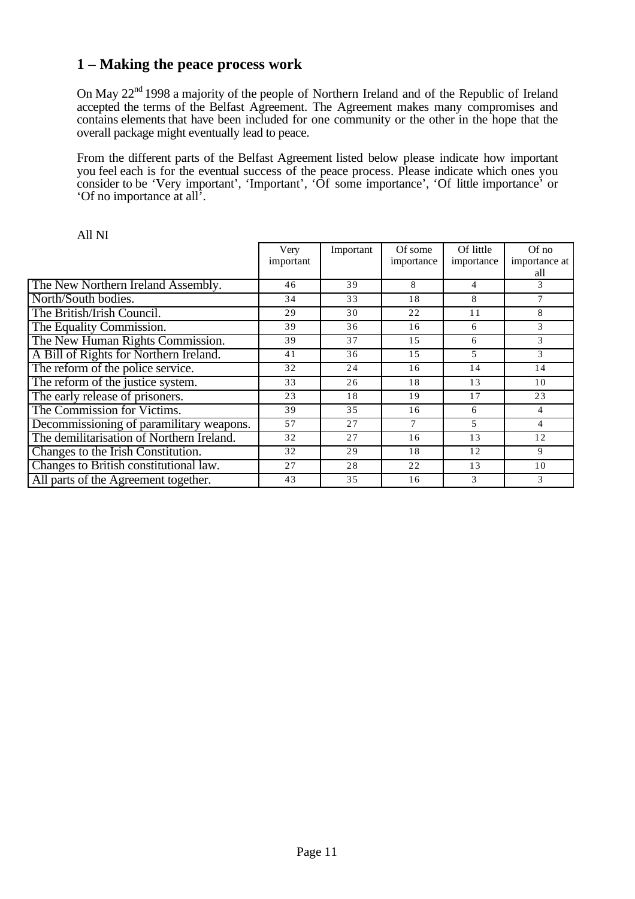## 1 – Making the peace process work

On May 22nd 1998 a majority of the people of Northern Ireland and of the Republic of Ireland accepted the terms of the Belfast Agreement. The Agreement makes many compromises and contains elements that have been included for one community or the other in the hope that the overall package might eventually lead to peace.

From the different parts of the Belfast Agreement listed below please indicate how important you feel each is for the eventual success of the peace process. Please indicate which ones you consider to be 'Very important', 'Important', 'Of some importance', 'Of little importance' or 'Of no importance at all'.

All NI

| | Very important | Important | Of some importance | Of little importance | Of no importance at all |
|---|---|---|---|---|---|
| The New Northern Ireland Assembly. | 46 | 39 | 8 | 4 | 3 |
| North/South bodies. | 34 | 33 | 18 | 8 | 7 |
| The British/Irish Council. | 29 | 30 | 22 | 11 | 8 |
| The Equality Commission. | 39 | 36 | 16 | 6 | 3 |
| The New Human Rights Commission. | 39 | 37 | 15 | 6 | 3 |
| A Bill of Rights for Northern Ireland. | 41 | 36 | 15 | 5 | 3 |
| The reform of the police service. | 32 | 24 | 16 | 14 | 14 |
| The reform of the justice system. | 33 | 26 | 18 | 13 | 10 |
| The early release of prisoners. | 23 | 18 | 19 | 17 | 23 |
| The Commission for Victims. | 39 | 35 | 16 | 6 | 4 |
| Decommissioning of paramilitary weapons. | 57 | 27 | 7 | 5 | 4 |
| The demilitarisation of Northern Ireland. | 32 | 27 | 16 | 13 | 12 |
| Changes to the Irish Constitution. | 32 | 29 | 18 | 12 | 9 |
| Changes to British constitutional law. | 27 | 28 | 22 | 13 | 10 |
| All parts of the Agreement together. | 43 | 35 | 16 | 3 | 3 |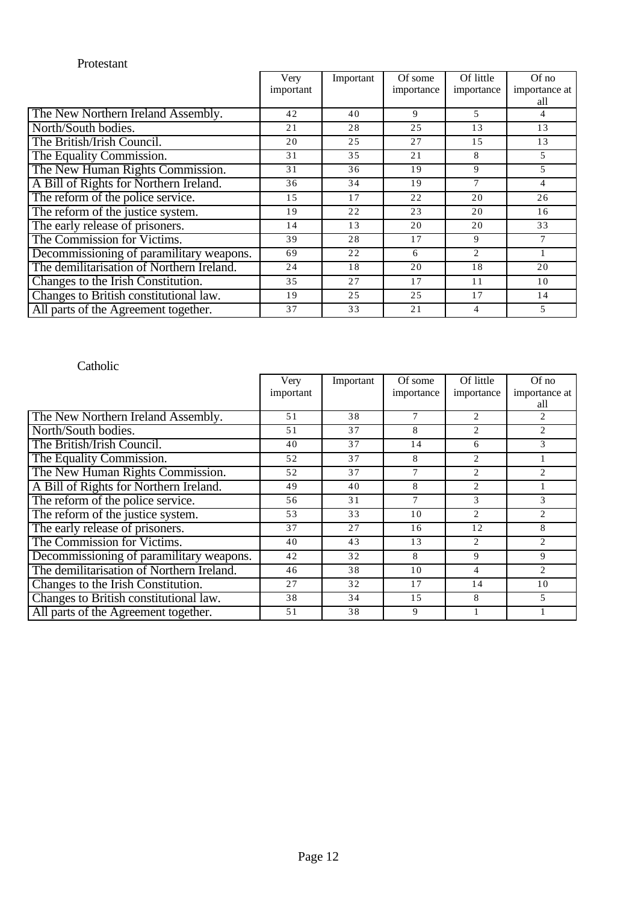Protestant

| | Very important | Important | Of some importance | Of little importance | Of no importance at all |
|---|---|---|---|---|---|
| The New Northern Ireland Assembly. | 42 | 40 | 9 | 5 | 4 |
| North/South bodies. | 21 | 28 | 25 | 13 | 13 |
| The British/Irish Council. | 20 | 25 | 27 | 15 | 13 |
| The Equality Commission. | 31 | 35 | 21 | 8 | 5 |
| The New Human Rights Commission. | 31 | 36 | 19 | 9 | 5 |
| A Bill of Rights for Northern Ireland. | 36 | 34 | 19 | 7 | 4 |
| The reform of the police service. | 15 | 17 | 22 | 20 | 26 |
| The reform of the justice system. | 19 | 22 | 23 | 20 | 16 |
| The early release of prisoners. | 14 | 13 | 20 | 20 | 33 |
| The Commission for Victims. | 39 | 28 | 17 | 9 | 7 |
| Decommissioning of paramilitary weapons. | 69 | 22 | 6 | 2 | 1 |
| The demilitarisation of Northern Ireland. | 24 | 18 | 20 | 18 | 20 |
| Changes to the Irish Constitution. | 35 | 27 | 17 | 11 | 10 |
| Changes to British constitutional law. | 19 | 25 | 25 | 17 | 14 |
| All parts of the Agreement together. | 37 | 33 | 21 | 4 | 5 |

Catholic

| | Very important | Important | Of some importance | Of little importance | Of no importance at all |
|---|---|---|---|---|---|
| The New Northern Ireland Assembly. | 51 | 38 | 7 | 2 | 2 |
| North/South bodies. | 51 | 37 | 8 | 2 | 2 |
| The British/Irish Council. | 40 | 37 | 14 | 6 | 3 |
| The Equality Commission. | 52 | 37 | 8 | 2 | 1 |
| The New Human Rights Commission. | 52 | 37 | 7 | 2 | 2 |
| A Bill of Rights for Northern Ireland. | 49 | 40 | 8 | 2 | 1 |
| The reform of the police service. | 56 | 31 | 7 | 3 | 3 |
| The reform of the justice system. | 53 | 33 | 10 | 2 | 2 |
| The early release of prisoners. | 37 | 27 | 16 | 12 | 8 |
| The Commission for Victims. | 40 | 43 | 13 | 2 | 2 |
| Decommissioning of paramilitary weapons. | 42 | 32 | 8 | 9 | 9 |
| The demilitarisation of Northern Ireland. | 46 | 38 | 10 | 4 | 2 |
| Changes to the Irish Constitution. | 27 | 32 | 17 | 14 | 10 |
| Changes to British constitutional law. | 38 | 34 | 15 | 8 | 5 |
| All parts of the Agreement together. | 51 | 38 | 9 | 1 | 1 |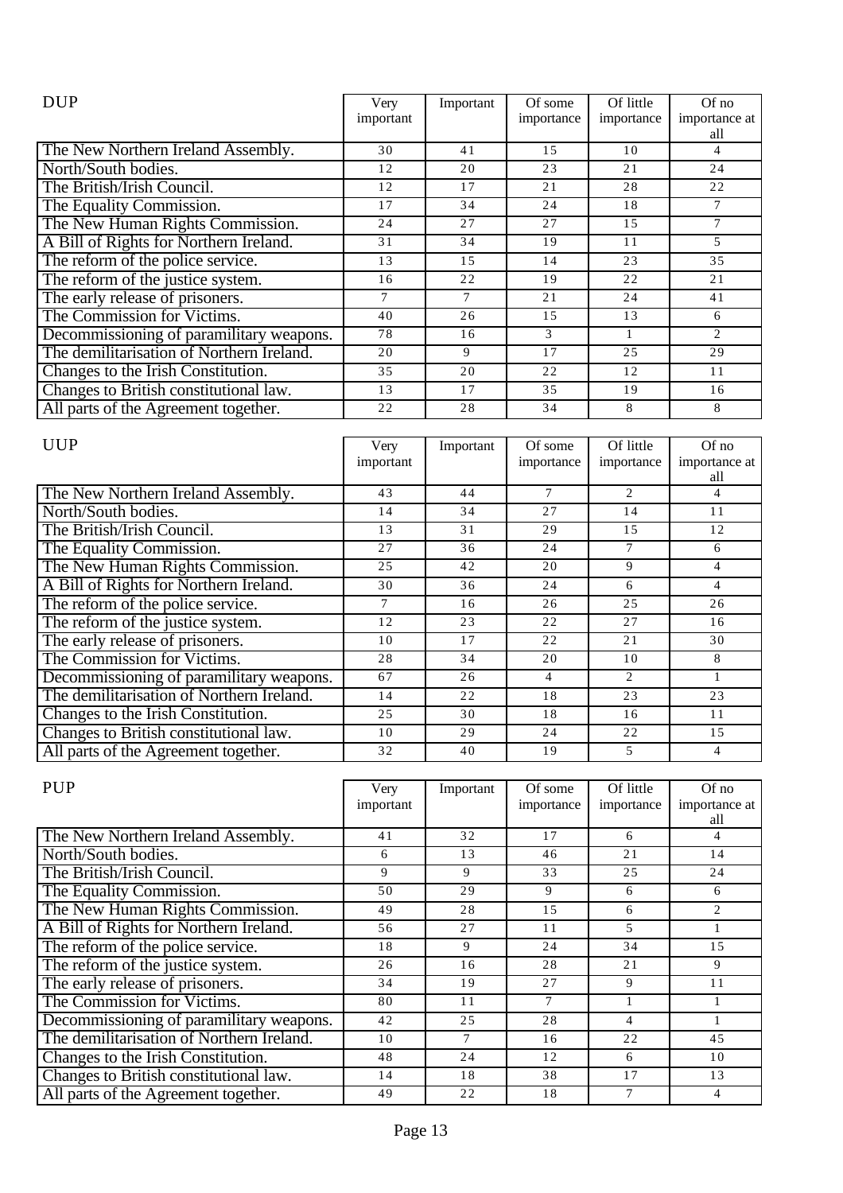| DUP | Very important | Important | Of some importance | Of little importance | Of no importance at all |
|---|---|---|---|---|---|
| The New Northern Ireland Assembly. | 30 | 41 | 15 | 10 | 4 |
| North/South bodies. | 12 | 20 | 23 | 21 | 24 |
| The British/Irish Council. | 12 | 17 | 21 | 28 | 22 |
| The Equality Commission. | 17 | 34 | 24 | 18 | 7 |
| The New Human Rights Commission. | 24 | 27 | 27 | 15 | 7 |
| A Bill of Rights for Northern Ireland. | 31 | 34 | 19 | 11 | 5 |
| The reform of the police service. | 13 | 15 | 14 | 23 | 35 |
| The reform of the justice system. | 16 | 22 | 19 | 22 | 21 |
| The early release of prisoners. | 7 | 7 | 21 | 24 | 41 |
| The Commission for Victims. | 40 | 26 | 15 | 13 | 6 |
| Decommissioning of paramilitary weapons. | 78 | 16 | 3 | 1 | 2 |
| The demilitarisation of Northern Ireland. | 20 | 9 | 17 | 25 | 29 |
| Changes to the Irish Constitution. | 35 | 20 | 22 | 12 | 11 |
| Changes to British constitutional law. | 13 | 17 | 35 | 19 | 16 |
| All parts of the Agreement together. | 22 | 28 | 34 | 8 | 8 |

| UUP | Very important | Important | Of some importance | Of little importance | Of no importance at all |
|---|---|---|---|---|---|
| The New Northern Ireland Assembly. | 43 | 44 | 7 | 2 | 4 |
| North/South bodies. | 14 | 34 | 27 | 14 | 11 |
| The British/Irish Council. | 13 | 31 | 29 | 15 | 12 |
| The Equality Commission. | 27 | 36 | 24 | 7 | 6 |
| The New Human Rights Commission. | 25 | 42 | 20 | 9 | 4 |
| A Bill of Rights for Northern Ireland. | 30 | 36 | 24 | 6 | 4 |
| The reform of the police service. | 7 | 16 | 26 | 25 | 26 |
| The reform of the justice system. | 12 | 23 | 22 | 27 | 16 |
| The early release of prisoners. | 10 | 17 | 22 | 21 | 30 |
| The Commission for Victims. | 28 | 34 | 20 | 10 | 8 |
| Decommissioning of paramilitary weapons. | 67 | 26 | 4 | 2 | 1 |
| The demilitarisation of Northern Ireland. | 14 | 22 | 18 | 23 | 23 |
| Changes to the Irish Constitution. | 25 | 30 | 18 | 16 | 11 |
| Changes to British constitutional law. | 10 | 29 | 24 | 22 | 15 |
| All parts of the Agreement together. | 32 | 40 | 19 | 5 | 4 |

| PUP | Very important | Important | Of some importance | Of little importance | Of no importance at all |
|---|---|---|---|---|---|
| The New Northern Ireland Assembly. | 41 | 32 | 17 | 6 | 4 |
| North/South bodies. | 6 | 13 | 46 | 21 | 14 |
| The British/Irish Council. | 9 | 9 | 33 | 25 | 24 |
| The Equality Commission. | 50 | 29 | 9 | 6 | 6 |
| The New Human Rights Commission. | 49 | 28 | 15 | 6 | 2 |
| A Bill of Rights for Northern Ireland. | 56 | 27 | 11 | 5 | 1 |
| The reform of the police service. | 18 | 9 | 24 | 34 | 15 |
| The reform of the justice system. | 26 | 16 | 28 | 21 | 9 |
| The early release of prisoners. | 34 | 19 | 27 | 9 | 11 |
| The Commission for Victims. | 80 | 11 | 7 | 1 | 1 |
| Decommissioning of paramilitary weapons. | 42 | 25 | 28 | 4 | 1 |
| The demilitarisation of Northern Ireland. | 10 | 7 | 16 | 22 | 45 |
| Changes to the Irish Constitution. | 48 | 24 | 12 | 6 | 10 |
| Changes to British constitutional law. | 14 | 18 | 38 | 17 | 13 |
| All parts of the Agreement together. | 49 | 22 | 18 | 7 | 4 |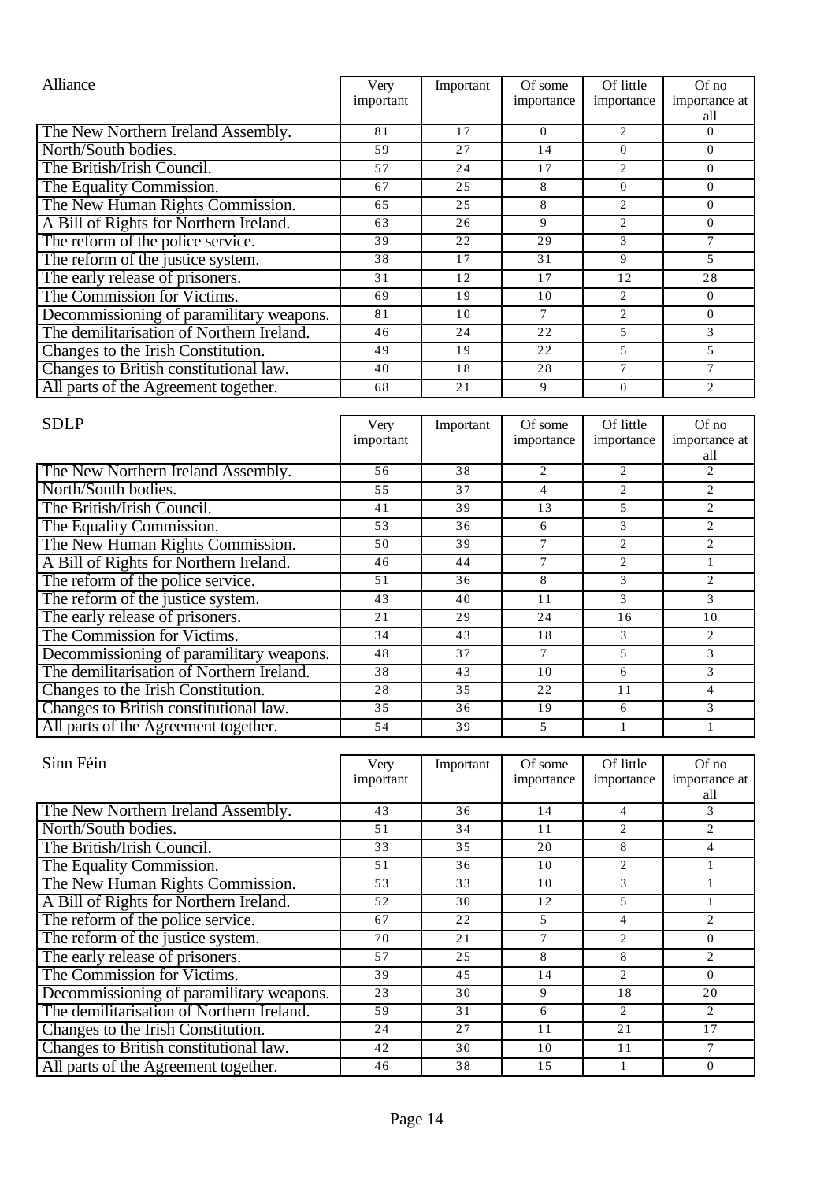| Alliance | Very important | Important | Of some importance | Of little importance | Of no importance at all |
|---|---|---|---|---|---|
| The New Northern Ireland Assembly. | 81 | 17 | 0 | 2 | 0 |
| North/South bodies. | 59 | 27 | 14 | 0 | 0 |
| The British/Irish Council. | 57 | 24 | 17 | 2 | 0 |
| The Equality Commission. | 67 | 25 | 8 | 0 | 0 |
| The New Human Rights Commission. | 65 | 25 | 8 | 2 | 0 |
| A Bill of Rights for Northern Ireland. | 63 | 26 | 9 | 2 | 0 |
| The reform of the police service. | 39 | 22 | 29 | 3 | 7 |
| The reform of the justice system. | 38 | 17 | 31 | 9 | 5 |
| The early release of prisoners. | 31 | 12 | 17 | 12 | 28 |
| The Commission for Victims. | 69 | 19 | 10 | 2 | 0 |
| Decommissioning of paramilitary weapons. | 81 | 10 | 7 | 2 | 0 |
| The demilitarisation of Northern Ireland. | 46 | 24 | 22 | 5 | 3 |
| Changes to the Irish Constitution. | 49 | 19 | 22 | 5 | 5 |
| Changes to British constitutional law. | 40 | 18 | 28 | 7 | 7 |
| All parts of the Agreement together. | 68 | 21 | 9 | 0 | 2 |

| SDLP | Very important | Important | Of some importance | Of little importance | Of no importance at all |
|---|---|---|---|---|---|
| The New Northern Ireland Assembly. | 56 | 38 | 2 | 2 | 2 |
| North/South bodies. | 55 | 37 | 4 | 2 | 2 |
| The British/Irish Council. | 41 | 39 | 13 | 5 | 2 |
| The Equality Commission. | 53 | 36 | 6 | 3 | 2 |
| The New Human Rights Commission. | 50 | 39 | 7 | 2 | 2 |
| A Bill of Rights for Northern Ireland. | 46 | 44 | 7 | 2 | 1 |
| The reform of the police service. | 51 | 36 | 8 | 3 | 2 |
| The reform of the justice system. | 43 | 40 | 11 | 3 | 3 |
| The early release of prisoners. | 21 | 29 | 24 | 16 | 10 |
| The Commission for Victims. | 34 | 43 | 18 | 3 | 2 |
| Decommissioning of paramilitary weapons. | 48 | 37 | 7 | 5 | 3 |
| The demilitarisation of Northern Ireland. | 38 | 43 | 10 | 6 | 3 |
| Changes to the Irish Constitution. | 28 | 35 | 22 | 11 | 4 |
| Changes to British constitutional law. | 35 | 36 | 19 | 6 | 3 |
| All parts of the Agreement together. | 54 | 39 | 5 | 1 | 1 |

| Sinn Féin | Very important | Important | Of some importance | Of little importance | Of no importance at all |
|---|---|---|---|---|---|
| The New Northern Ireland Assembly. | 43 | 36 | 14 | 4 | 3 |
| North/South bodies. | 51 | 34 | 11 | 2 | 2 |
| The British/Irish Council. | 33 | 35 | 20 | 8 | 4 |
| The Equality Commission. | 51 | 36 | 10 | 2 | 1 |
| The New Human Rights Commission. | 53 | 33 | 10 | 3 | 1 |
| A Bill of Rights for Northern Ireland. | 52 | 30 | 12 | 5 | 1 |
| The reform of the police service. | 67 | 22 | 5 | 4 | 2 |
| The reform of the justice system. | 70 | 21 | 7 | 2 | 0 |
| The early release of prisoners. | 57 | 25 | 8 | 8 | 2 |
| The Commission for Victims. | 39 | 45 | 14 | 2 | 0 |
| Decommissioning of paramilitary weapons. | 23 | 30 | 9 | 18 | 20 |
| The demilitarisation of Northern Ireland. | 59 | 31 | 6 | 2 | 2 |
| Changes to the Irish Constitution. | 24 | 27 | 11 | 21 | 17 |
| Changes to British constitutional law. | 42 | 30 | 10 | 11 | 7 |
| All parts of the Agreement together. | 46 | 38 | 15 | 1 | 0 |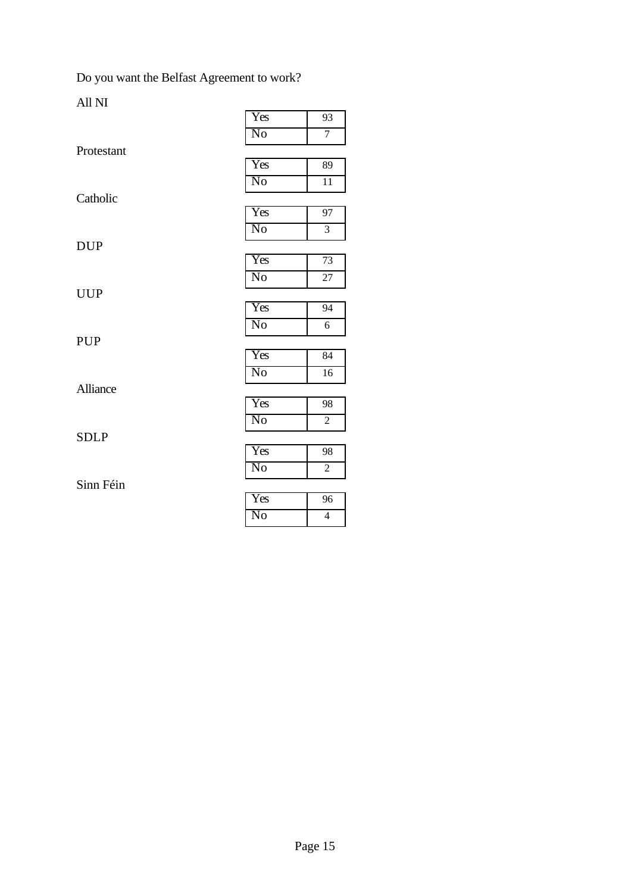Do you want the Belfast Agreement to work?

All NI

| | |
|---|---|
| Yes | 93 |
| No | 7 |

Protestant

| | |
|---|---|
| Yes | 89 |
| No | 11 |

Catholic

| | |
|---|---|
| Yes | 97 |
| No | 3 |

DUP

| | |
|---|---|
| Yes | 73 |
| No | 27 |

UUP

| | |
|---|---|
| Yes | 94 |
| No | 6 |

PUP

| | |
|---|---|
| Yes | 84 |
| No | 16 |

Alliance

| | |
|---|---|
| Yes | 98 |
| No | 2 |

SDLP

| | |
|---|---|
| Yes | 98 |
| No | 2 |

Sinn Féin

| | |
|---|---|
| Yes | 96 |
| No | 4 |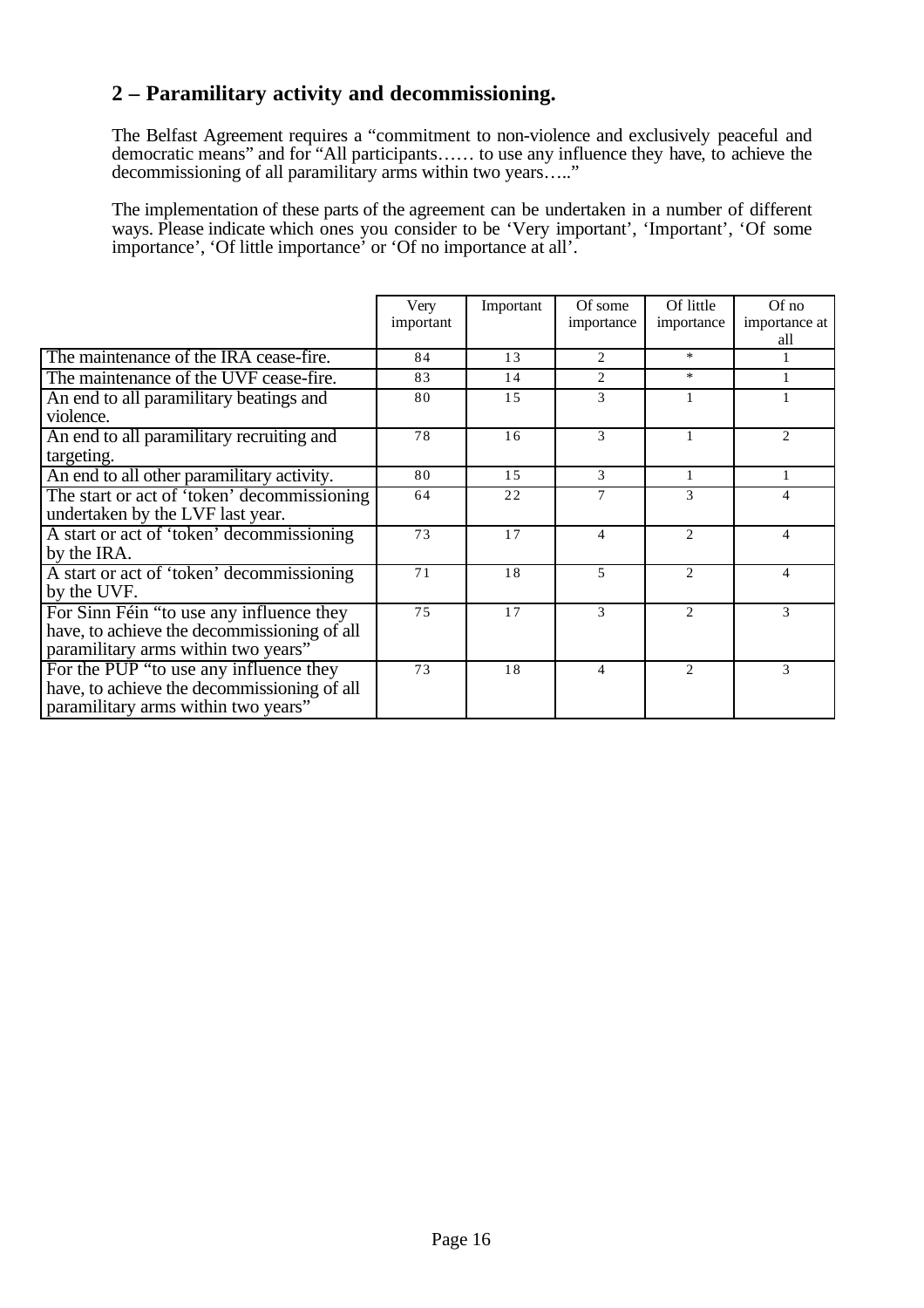## 2 – Paramilitary activity and decommissioning.

The Belfast Agreement requires a "commitment to non-violence and exclusively peaceful and democratic means" and for "All participants…… to use any influence they have, to achieve the decommissioning of all paramilitary arms within two years….."

The implementation of these parts of the agreement can be undertaken in a number of different ways. Please indicate which ones you consider to be 'Very important', 'Important', 'Of some importance', 'Of little importance' or 'Of no importance at all'.

| | Very important | Important | Of some importance | Of little importance | Of no importance at all |
|---|---|---|---|---|---|
| The maintenance of the IRA cease-fire. | 84 | 13 | 2 | * | 1 |
| The maintenance of the UVF cease-fire. | 83 | 14 | 2 | * | 1 |
| An end to all paramilitary beatings and violence. | 80 | 15 | 3 | 1 | 1 |
| An end to all paramilitary recruiting and targeting. | 78 | 16 | 3 | 1 | 2 |
| An end to all other paramilitary activity. | 80 | 15 | 3 | 1 | 1 |
| The start or act of 'token' decommissioning undertaken by the LVF last year. | 64 | 22 | 7 | 3 | 4 |
| A start or act of 'token' decommissioning by the IRA. | 73 | 17 | 4 | 2 | 4 |
| A start or act of 'token' decommissioning for the UVF. | 71 | 18 | 5 | 2 | 4 |
| For Sinn Féin "to use any influence they have, to achieve the decommissioning of all paramilitary arms within two years" | 75 | 17 | 3 | 2 | 3 |
| For the PUP "to use any influence they have, to achieve the decommissioning of all paramilitary arms within two years" | 73 | 18 | 4 | 2 | 3 |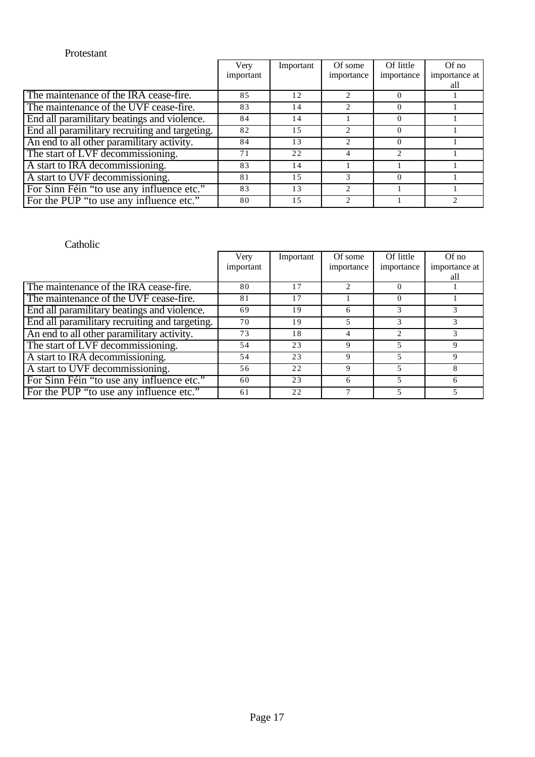Protestant

| | Very important | Important | Of some importance | Of little importance | Of no importance at all |
|---|---|---|---|---|---|
| The maintenance of the IRA cease-fire. | 85 | 12 | 2 | 0 | 1 |
| The maintenance of the UVF cease-fire. | 83 | 14 | 2 | 0 | 1 |
| End all paramilitary beatings and violence. | 84 | 14 | 1 | 0 | 1 |
| End all paramilitary recruiting and targeting. | 82 | 15 | 2 | 0 | 1 |
| An end to all other paramilitary activity. | 84 | 13 | 2 | 0 | 1 |
| The start of LVF decommissioning. | 71 | 22 | 4 | 2 | 1 |
| A start to IRA decommissioning. | 83 | 14 | 1 | 1 | 1 |
| A start to UVF decommissioning. | 81 | 15 | 3 | 0 | 1 |
| For Sinn Féin "to use any influence etc." | 83 | 13 | 2 | 1 | 1 |
| For the PUP "to use any influence etc." | 80 | 15 | 2 | 1 | 2 |

Catholic

| | Very important | Important | Of some importance | Of little importance | Of no importance at all |
|---|---|---|---|---|---|
| The maintenance of the IRA cease-fire. | 80 | 17 | 2 | 0 | 1 |
| The maintenance of the UVF cease-fire. | 81 | 17 | 1 | 0 | 1 |
| End all paramilitary beatings and violence. | 69 | 19 | 6 | 3 | 3 |
| End all paramilitary recruiting and targeting. | 70 | 19 | 5 | 3 | 3 |
| An end to all other paramilitary activity. | 73 | 18 | 4 | 2 | 3 |
| The start of LVF decommissioning. | 54 | 23 | 9 | 5 | 9 |
| A start to IRA decommissioning. | 54 | 23 | 9 | 5 | 9 |
| A start to UVF decommissioning. | 56 | 22 | 9 | 5 | 8 |
| For Sinn Féin "to use any influence etc." | 60 | 23 | 6 | 5 | 6 |
| For the PUP "to use any influence etc." | 61 | 22 | 7 | 5 | 5 |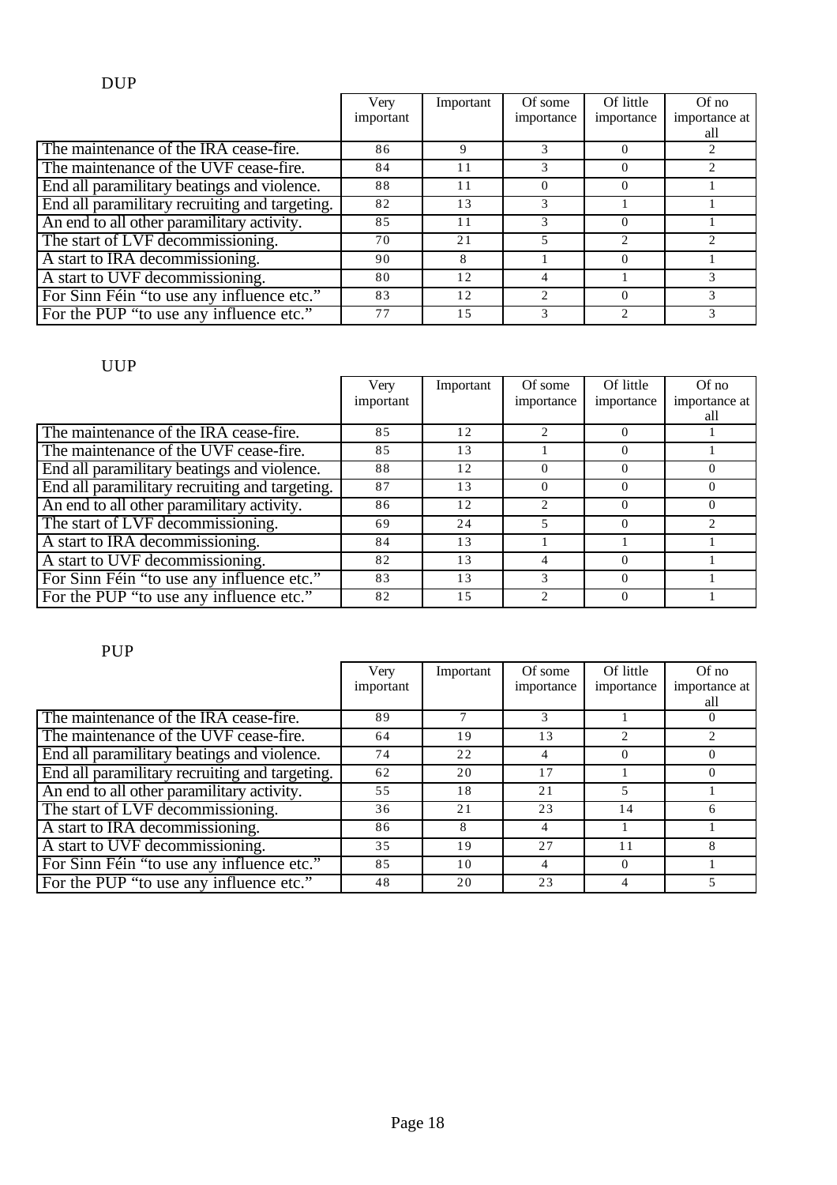DUP

| | Very important | Important | Of some importance | Of little importance | Of no importance at all |
|---|---|---|---|---|---|
| The maintenance of the IRA cease-fire. | 86 | 9 | 3 | 0 | 2 |
| The maintenance of the UVF cease-fire. | 84 | 11 | 3 | 0 | 2 |
| End all paramilitary beatings and violence. | 88 | 11 | 0 | 0 | 1 |
| End all paramilitary recruiting and targeting. | 82 | 13 | 3 | 1 | 1 |
| An end to all other paramilitary activity. | 85 | 11 | 3 | 0 | 1 |
| The start of LVF decommissioning. | 70 | 21 | 5 | 2 | 2 |
| A start to IRA decommissioning. | 90 | 8 | 1 | 0 | 1 |
| A start to UVF decommissioning. | 80 | 12 | 4 | 1 | 3 |
| For Sinn Féin “to use any influence etc.” | 83 | 12 | 2 | 0 | 3 |
| For the PUP “to use any influence etc.” | 77 | 15 | 3 | 2 | 3 |

UUP

| | Very important | Important | Of some importance | Of little importance | Of no importance at all |
|---|---|---|---|---|---|
| The maintenance of the IRA cease-fire. | 85 | 12 | 2 | 0 | 1 |
| The maintenance of the UVF cease-fire. | 85 | 13 | 1 | 0 | 1 |
| End all paramilitary beatings and violence. | 88 | 12 | 0 | 0 | 0 |
| End all paramilitary recruiting and targeting. | 87 | 13 | 0 | 0 | 0 |
| An end to all other paramilitary activity. | 86 | 12 | 2 | 0 | 0 |
| The start of LVF decommissioning. | 69 | 24 | 5 | 0 | 2 |
| A start to IRA decommissioning. | 84 | 13 | 1 | 1 | 1 |
| A start to UVF decommissioning. | 82 | 13 | 4 | 0 | 1 |
| For Sinn Féin “to use any influence etc.” | 83 | 13 | 3 | 0 | 1 |
| For the PUP “to use any influence etc.” | 82 | 15 | 2 | 0 | 1 |

PUP

| | Very important | Important | Of some importance | Of little importance | Of no importance at all |
|---|---|---|---|---|---|
| The maintenance of the IRA cease-fire. | 89 | 7 | 3 | 1 | 0 |
| The maintenance of the UVF cease-fire. | 64 | 19 | 13 | 2 | 2 |
| End all paramilitary beatings and violence. | 74 | 22 | 4 | 0 | 0 |
| End all paramilitary recruiting and targeting. | 62 | 20 | 17 | 1 | 0 |
| An end to all other paramilitary activity. | 55 | 18 | 21 | 5 | 1 |
| The start of LVF decommissioning. | 36 | 21 | 23 | 14 | 6 |
| A start to IRA decommissioning. | 86 | 8 | 4 | 1 | 1 |
| A start to UVF decommissioning. | 35 | 19 | 27 | 11 | 8 |
| For Sinn Féin “to use any influence etc.” | 85 | 10 | 4 | 0 | 1 |
| For the PUP “to use any influence etc.” | 48 | 20 | 23 | 4 | 5 |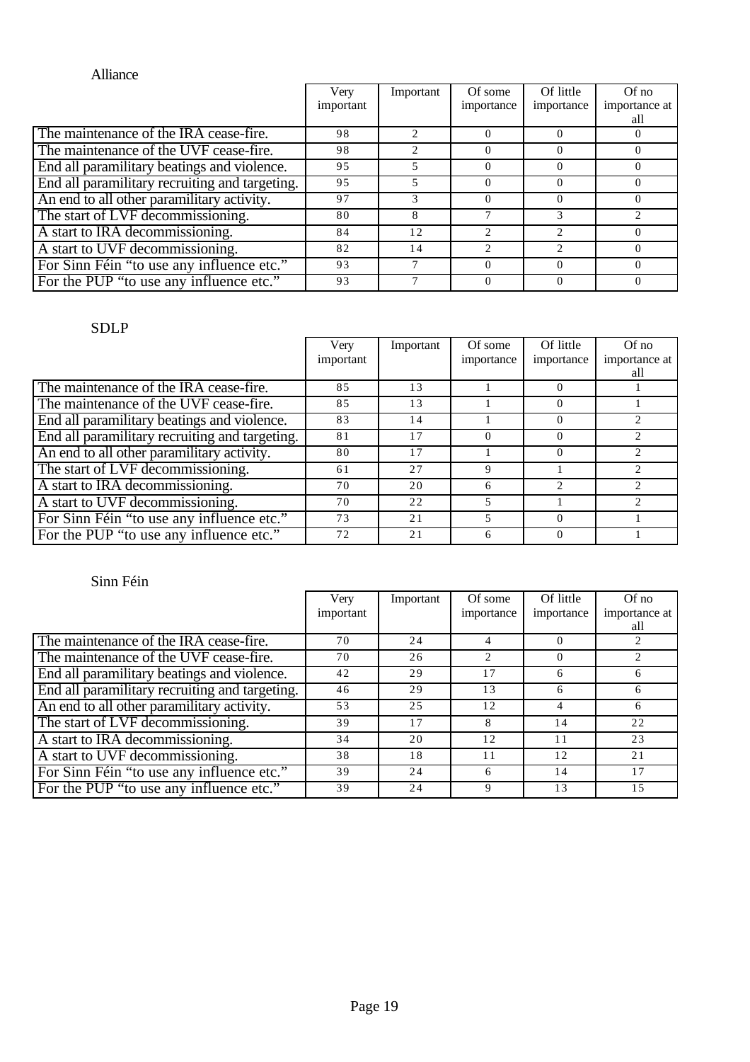Alliance

| | Very important | Important | Of some importance | Of little importance | Of no importance at all |
|---|---|---|---|---|---|
| The maintenance of the IRA cease-fire. | 98 | 2 | 0 | 0 | 0 |
| The maintenance of the UVF cease-fire. | 98 | 2 | 0 | 0 | 0 |
| End all paramilitary beatings and violence. | 95 | 5 | 0 | 0 | 0 |
| End all paramilitary recruiting and targeting. | 95 | 5 | 0 | 0 | 0 |
| An end to all other paramilitary activity. | 97 | 3 | 0 | 0 | 0 |
| The start of LVF decommissioning. | 80 | 8 | 7 | 3 | 2 |
| A start to IRA decommissioning. | 84 | 12 | 2 | 2 | 0 |
| A start to UVF decommissioning. | 82 | 14 | 2 | 2 | 0 |
| For Sinn Féin "to use any influence etc." | 93 | 7 | 0 | 0 | 0 |
| For the PUP "to use any influence etc." | 93 | 7 | 0 | 0 | 0 |

SDLP

| | Very important | Important | Of some importance | Of little importance | Of no importance at all |
|---|---|---|---|---|---|
| The maintenance of the IRA cease-fire. | 85 | 13 | 1 | 0 | 1 |
| The maintenance of the UVF cease-fire. | 85 | 13 | 1 | 0 | 1 |
| End all paramilitary beatings and violence. | 83 | 14 | 1 | 0 | 2 |
| End all paramilitary recruiting and targeting. | 81 | 17 | 0 | 0 | 2 |
| An end to all other paramilitary activity. | 80 | 17 | 1 | 0 | 2 |
| The start of LVF decommissioning. | 61 | 27 | 9 | 1 | 2 |
| A start to IRA decommissioning. | 70 | 20 | 6 | 2 | 2 |
| A start to UVF decommissioning. | 70 | 22 | 5 | 1 | 2 |
| For Sinn Féin "to use any influence etc." | 73 | 21 | 5 | 0 | 1 |
| For the PUP "to use any influence etc." | 72 | 21 | 6 | 0 | 1 |

Sinn Féin

| | Very important | Important | Of some importance | Of little importance | Of no importance at all |
|---|---|---|---|---|---|
| The maintenance of the IRA cease-fire. | 70 | 24 | 4 | 0 | 2 |
| The maintenance of the UVF cease-fire. | 70 | 26 | 2 | 0 | 2 |
| End all paramilitary beatings and violence. | 42 | 29 | 17 | 6 | 6 |
| End all paramilitary recruiting and targeting. | 46 | 29 | 13 | 6 | 6 |
| An end to all other paramilitary activity. | 53 | 25 | 12 | 4 | 6 |
| The start of LVF decommissioning. | 39 | 17 | 8 | 14 | 22 |
| A start to IRA decommissioning. | 34 | 20 | 12 | 11 | 23 |
| A start to UVF decommissioning. | 38 | 18 | 11 | 12 | 21 |
| For Sinn Féin "to use any influence etc." | 39 | 24 | 6 | 14 | 17 |
| For the PUP "to use any influence etc." | 39 | 24 | 9 | 13 | 15 |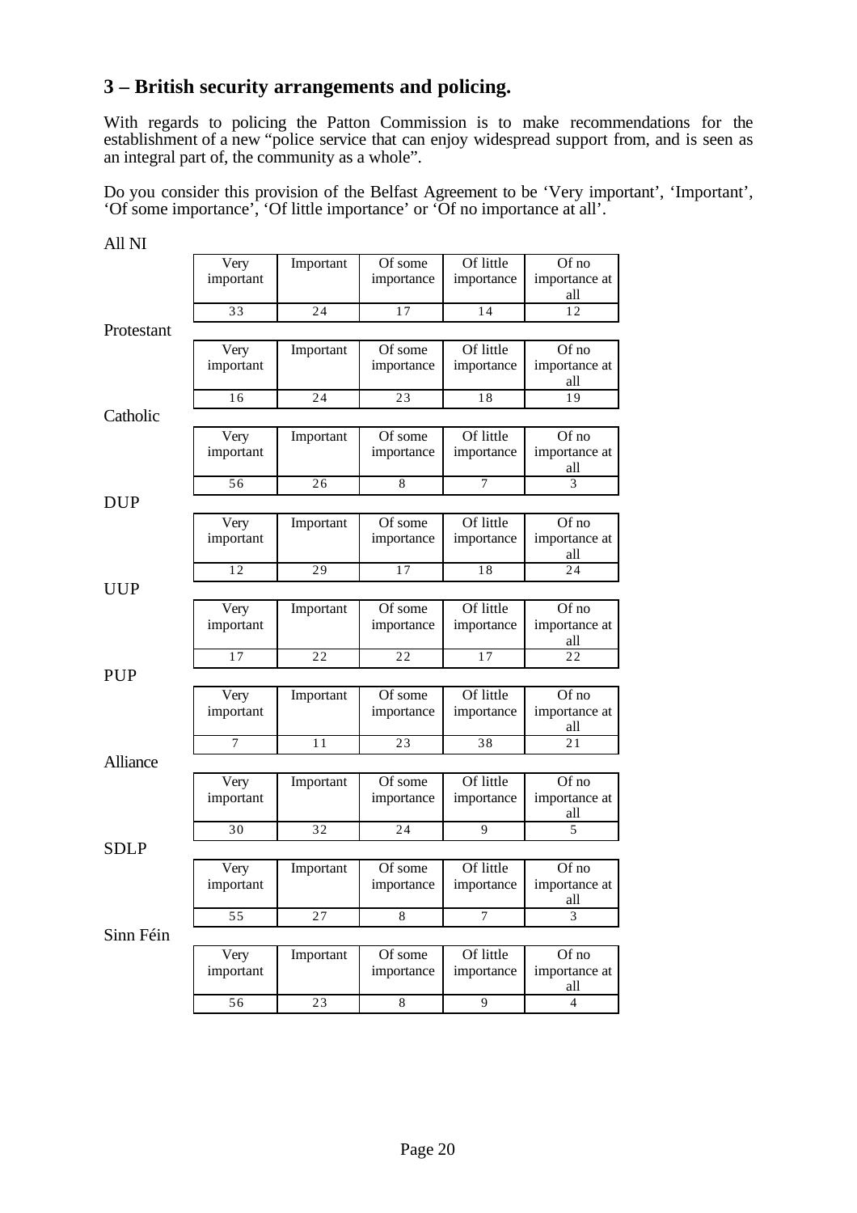## 3 – British security arrangements and policing.

With regards to policing the Patton Commission is to make recommendations for the establishment of a new "police service that can enjoy widespread support from, and is seen as an integral part of, the community as a whole".

Do you consider this provision of the Belfast Agreement to be 'Very important', 'Important', 'Of some importance', 'Of little importance' or 'Of no importance at all'.

All NI

| Very important | Important | Of some importance | Of little importance | Of no importance at all |
|---|---|---|---|---|
| 33 | 24 | 17 | 14 | 12 |

Protestant

| Very important | Important | Of some importance | Of little importance | Of no importance at all |
|---|---|---|---|---|
| 16 | 24 | 23 | 18 | 19 |

Catholic

| Very important | Important | Of some importance | Of little importance | Of no importance at all |
|---|---|---|---|---|
| 56 | 26 | 8 | 7 | 3 |

DUP

| Very important | Important | Of some importance | Of little importance | Of no importance at all |
|---|---|---|---|---|
| 12 | 29 | 17 | 18 | 24 |

UUP

| Very important | Important | Of some importance | Of little importance | Of no importance at all |
|---|---|---|---|---|
| 17 | 22 | 22 | 17 | 22 |

PUP

| Very important | Important | Of some importance | Of little importance | Of no importance at all |
|---|---|---|---|---|
| 7 | 11 | 23 | 38 | 21 |

Alliance

| Very important | Important | Of some importance | Of little importance | Of no importance at all |
|---|---|---|---|---|
| 30 | 32 | 24 | 9 | 5 |

SDLP

| Very important | Important | Of some importance | Of little importance | Of no importance at all |
|---|---|---|---|---|
| 55 | 27 | 8 | 7 | 3 |

Sinn Féin

| Very important | Important | Of some importance | Of little importance | Of no importance at all |
|---|---|---|---|---|
| 56 | 23 | 8 | 9 | 4 |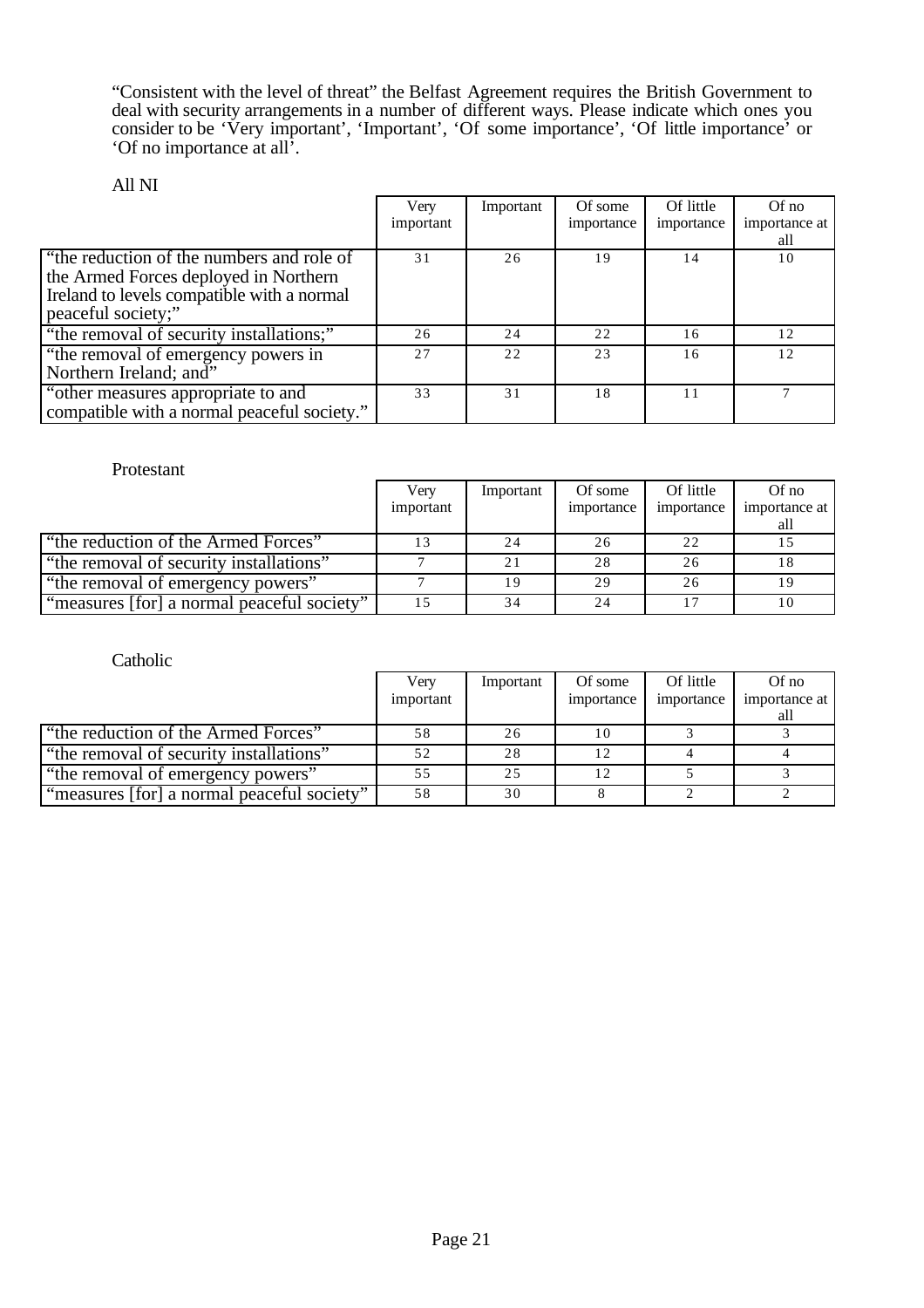"Consistent with the level of threat" the Belfast Agreement requires the British Government to deal with security arrangements in a number of different ways. Please indicate which ones you consider to be 'Very important', 'Important', 'Of some importance', 'Of little importance' or 'Of no importance at all'.

All NI

| | Very important | Important | Of some importance | Of little importance | Of no importance at all |
|---|---|---|---|---|---|
| "the reduction of the numbers and role of the Armed Forces deployed in Northern Ireland to levels compatible with a normal peaceful society;" | 31 | 26 | 19 | 14 | 10 |
| "the removal of security installations;" | 26 | 24 | 22 | 16 | 12 |
| "the removal of emergency powers in Northern Ireland; and" | 27 | 22 | 23 | 16 | 12 |
| "other measures appropriate to and compatible with a normal peaceful society." | 33 | 31 | 18 | 11 | 7 |

Protestant

| | Very important | Important | Of some importance | Of little importance | Of no importance at all |
|---|---|---|---|---|---|
| "the reduction of the Armed Forces" | 13 | 24 | 26 | 22 | 15 |
| "the removal of security installations" | 7 | 21 | 28 | 26 | 18 |
| "the removal of emergency powers" | 7 | 19 | 29 | 26 | 19 |
| "measures [for] a normal peaceful society" | 15 | 34 | 24 | 17 | 10 |

Catholic

| | Very important | Important | Of some importance | Of little importance | Of no importance at all |
|---|---|---|---|---|---|
| "the reduction of the Armed Forces" | 58 | 26 | 10 | 3 | 3 |
| "the removal of security installations" | 52 | 28 | 12 | 4 | 4 |
| "the removal of emergency powers" | 55 | 25 | 12 | 5 | 3 |
| "measures [for] a normal peaceful society" | 58 | 30 | 8 | 2 | 2 |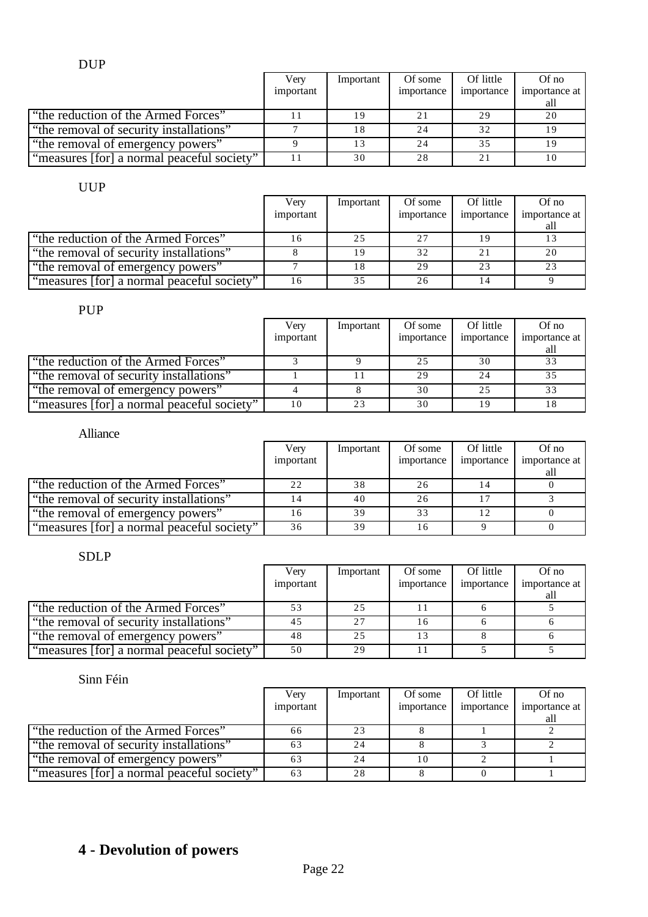DUP

| | Very important | Important | Of some importance | Of little importance | Of no importance at all |
|---|---|---|---|---|---|
| "the reduction of the Armed Forces" | 11 | 19 | 21 | 29 | 20 |
| "the removal of security installations" | 7 | 18 | 24 | 32 | 19 |
| "the removal of emergency powers" | 9 | 13 | 24 | 35 | 19 |
| "measures [for] a normal peaceful society" | 11 | 30 | 28 | 21 | 10 |

UUP

| | Very important | Important | Of some importance | Of little importance | Of no importance at all |
|---|---|---|---|---|---|
| "the reduction of the Armed Forces" | 16 | 25 | 27 | 19 | 13 |
| "the removal of security installations" | 8 | 19 | 32 | 21 | 20 |
| "the removal of emergency powers" | 7 | 18 | 29 | 23 | 23 |
| "measures [for] a normal peaceful society" | 16 | 35 | 26 | 14 | 9 |

PUP

| | Very important | Important | Of some importance | Of little importance | Of no importance at all |
|---|---|---|---|---|---|
| "the reduction of the Armed Forces" | 3 | 9 | 25 | 30 | 33 |
| "the removal of security installations" | 1 | 11 | 29 | 24 | 35 |
| "the removal of emergency powers" | 4 | 8 | 30 | 25 | 33 |
| "measures [for] a normal peaceful society" | 10 | 23 | 30 | 19 | 18 |

Alliance

| | Very important | Important | Of some importance | Of little importance | Of no importance at all |
|---|---|---|---|---|---|
| "the reduction of the Armed Forces" | 22 | 38 | 26 | 14 | 0 |
| "the removal of security installations" | 14 | 40 | 26 | 17 | 3 |
| "the removal of emergency powers" | 16 | 39 | 33 | 12 | 0 |
| "measures [for] a normal peaceful society" | 36 | 39 | 16 | 9 | 0 |

SDLP

| | Very important | Important | Of some importance | Of little importance | Of no importance at all |
|---|---|---|---|---|---|
| "the reduction of the Armed Forces" | 53 | 25 | 11 | 6 | 5 |
| "the removal of security installations" | 45 | 27 | 16 | 6 | 6 |
| "the removal of emergency powers" | 48 | 25 | 13 | 8 | 6 |
| "measures [for] a normal peaceful society" | 50 | 29 | 11 | 5 | 5 |

Sinn Féin

| | Very important | Important | Of some importance | Of little importance | Of no importance at all |
|---|---|---|---|---|---|
| "the reduction of the Armed Forces" | 66 | 23 | 8 | 1 | 2 |
| "the removal of security installations" | 63 | 24 | 8 | 3 | 2 |
| "the removal of emergency powers" | 63 | 24 | 10 | 2 | 1 |
| "measures [for] a normal peaceful society" | 63 | 28 | 8 | 0 | 1 |

## 4 - Devolution of powers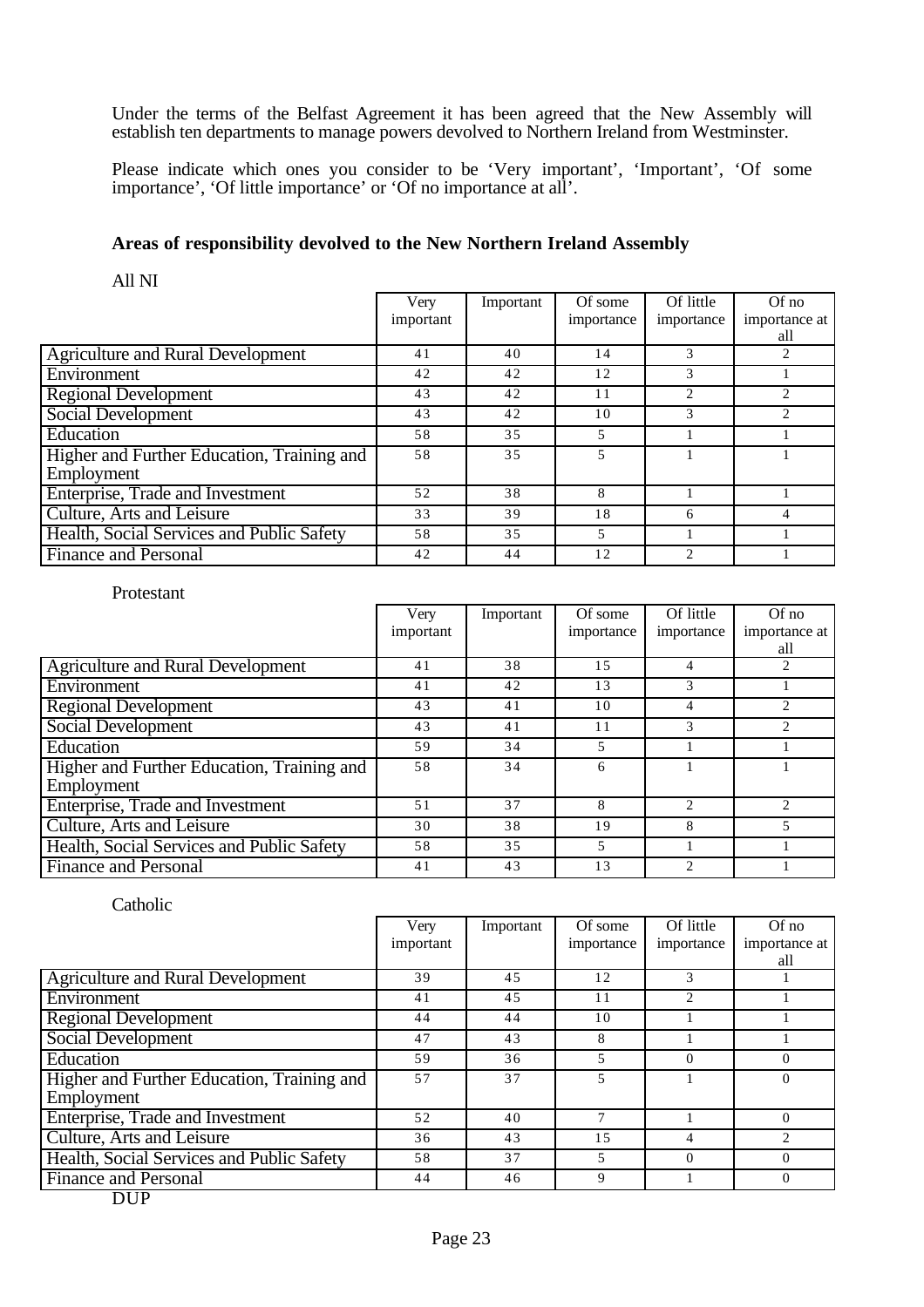Under the terms of the Belfast Agreement it has been agreed that the New Assembly will establish ten departments to manage powers devolved to Northern Ireland from Westminster.

Please indicate which ones you consider to be 'Very important', 'Important', 'Of some importance', 'Of little importance' or 'Of no importance at all'.

**Areas of responsibility devolved to the New Northern Ireland Assembly**

All NI

| | Very important | Important | Of some importance | Of little importance | Of no importance at all |
|---|---|---|---|---|---|
| Agriculture and Rural Development | 41 | 40 | 14 | 3 | 2 |
| Environment | 42 | 42 | 12 | 3 | 1 |
| Regional Development | 43 | 42 | 11 | 2 | 2 |
| Social Development | 43 | 42 | 10 | 3 | 2 |
| Education | 58 | 35 | 5 | 1 | 1 |
| Higher and Further Education, Training and Employment | 58 | 35 | 5 | 1 | 1 |
| Enterprise, Trade and Investment | 52 | 38 | 8 | 1 | 1 |
| Culture, Arts and Leisure | 33 | 39 | 18 | 6 | 4 |
| Health, Social Services and Public Safety | 58 | 35 | 5 | 1 | 1 |
| Finance and Personal | 42 | 44 | 12 | 2 | 1 |

Protestant

| | Very important | Important | Of some importance | Of little importance | Of no importance at all |
|---|---|---|---|---|---|
| Agriculture and Rural Development | 41 | 38 | 15 | 4 | 2 |
| Environment | 41 | 42 | 13 | 3 | 1 |
| Regional Development | 43 | 41 | 10 | 4 | 2 |
| Social Development | 43 | 41 | 11 | 3 | 2 |
| Education | 59 | 34 | 5 | 1 | 1 |
| Higher and Further Education, Training and Employment | 58 | 34 | 6 | 1 | 1 |
| Enterprise, Trade and Investment | 51 | 37 | 8 | 2 | 2 |
| Culture, Arts and Leisure | 30 | 38 | 19 | 8 | 5 |
| Health, Social Services and Public Safety | 58 | 35 | 5 | 1 | 1 |
| Finance and Personal | 41 | 43 | 13 | 2 | 1 |

Catholic

| | Very important | Important | Of some importance | Of little importance | Of no importance at all |
|---|---|---|---|---|---|
| Agriculture and Rural Development | 39 | 45 | 12 | 3 | 1 |
| Environment | 41 | 45 | 11 | 2 | 1 |
| Regional Development | 44 | 44 | 10 | 1 | 1 |
| Social Development | 47 | 43 | 8 | 1 | 1 |
| Education | 59 | 36 | 5 | 0 | 0 |
| Higher and Further Education, Training and Employment | 57 | 37 | 5 | 1 | 0 |
| Enterprise, Trade and Investment | 52 | 40 | 7 | 1 | 0 |
| Culture, Arts and Leisure | 36 | 43 | 15 | 4 | 2 |
| Health, Social Services and Public Safety | 58 | 37 | 5 | 0 | 0 |
| Finance and Personal | 44 | 46 | 9 | 1 | 0 |

DUP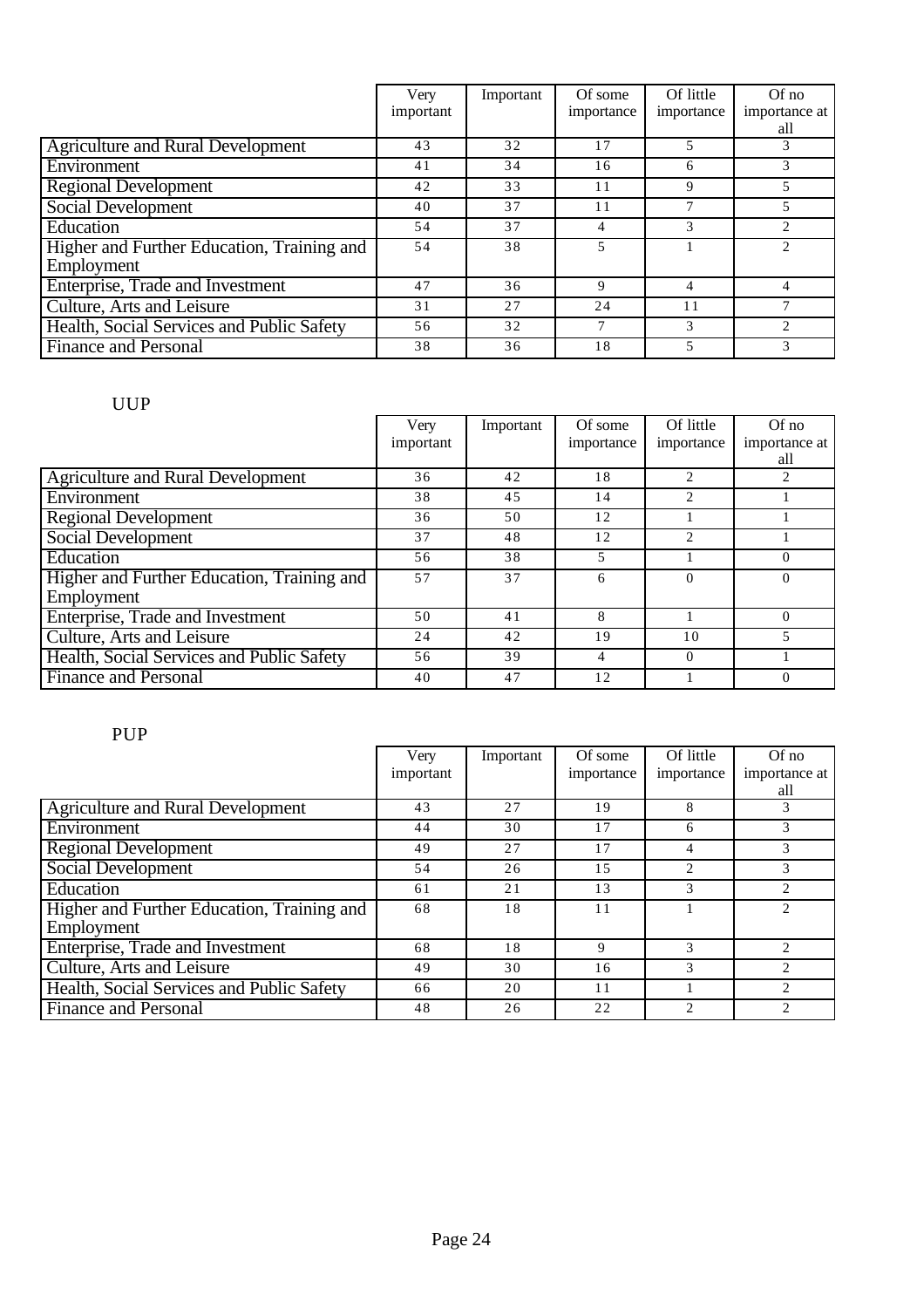| | Very important | Important | Of some importance | Of little importance | Of no importance at all |
|---|---|---|---|---|---|
| Agriculture and Rural Development | 43 | 32 | 17 | 5 | 3 |
| Environment | 41 | 34 | 16 | 6 | 3 |
| Regional Development | 42 | 33 | 11 | 9 | 5 |
| Social Development | 40 | 37 | 11 | 7 | 5 |
| Education | 54 | 37 | 4 | 3 | 2 |
| Higher and Further Education, Training and Employment | 54 | 38 | 5 | 1 | 2 |
| Enterprise, Trade and Investment | 47 | 36 | 9 | 4 | 4 |
| Culture, Arts and Leisure | 31 | 27 | 24 | 11 | 7 |
| Health, Social Services and Public Safety | 56 | 32 | 7 | 3 | 2 |
| Finance and Personal | 38 | 36 | 18 | 5 | 3 |

UUP

| | Very important | Important | Of some importance | Of little importance | Of no importance at all |
|---|---|---|---|---|---|
| Agriculture and Rural Development | 36 | 42 | 18 | 2 | 2 |
| Environment | 38 | 45 | 14 | 2 | 1 |
| Regional Development | 36 | 50 | 12 | 1 | 1 |
| Social Development | 37 | 48 | 12 | 2 | 1 |
| Education | 56 | 38 | 5 | 1 | 0 |
| Higher and Further Education, Training and Employment | 57 | 37 | 6 | 0 | 0 |
| Enterprise, Trade and Investment | 50 | 41 | 8 | 1 | 0 |
| Culture, Arts and Leisure | 24 | 42 | 19 | 10 | 5 |
| Health, Social Services and Public Safety | 56 | 39 | 4 | 0 | 1 |
| Finance and Personal | 40 | 47 | 12 | 1 | 0 |

PUP

| | Very important | Important | Of some importance | Of little importance | Of no importance at all |
|---|---|---|---|---|---|
| Agriculture and Rural Development | 43 | 27 | 19 | 8 | 3 |
| Environment | 44 | 30 | 17 | 6 | 3 |
| Regional Development | 49 | 27 | 17 | 4 | 3 |
| Social Development | 54 | 26 | 15 | 2 | 3 |
| Education | 61 | 21 | 13 | 3 | 2 |
| Higher and Further Education, Training and Employment | 68 | 18 | 11 | 1 | 2 |
| Enterprise, Trade and Investment | 68 | 18 | 9 | 3 | 2 |
| Culture, Arts and Leisure | 49 | 30 | 16 | 3 | 2 |
| Health, Social Services and Public Safety | 66 | 20 | 11 | 1 | 2 |
| Finance and Personal | 48 | 26 | 22 | 2 | 2 |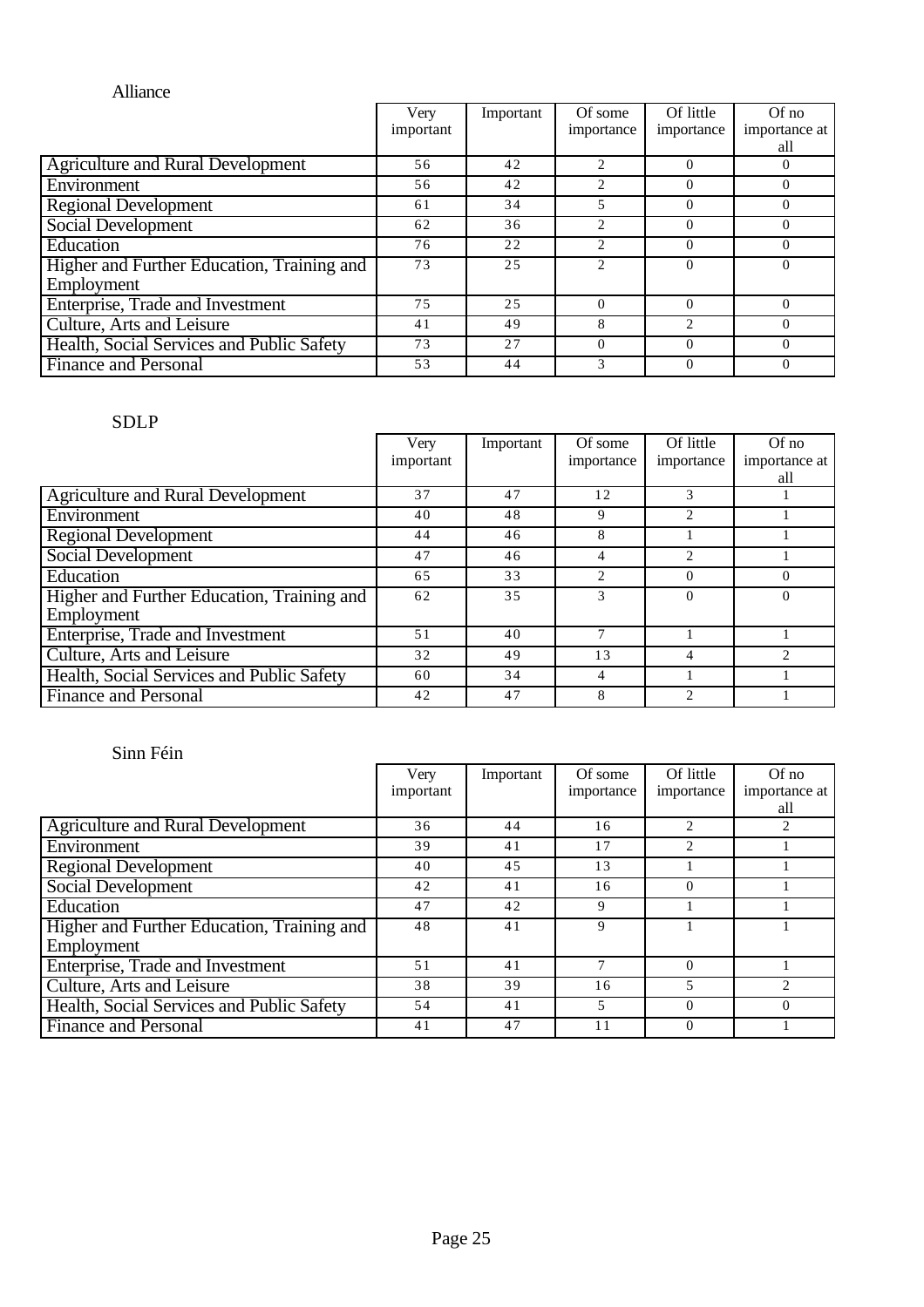Alliance

| | Very important | Important | Of some importance | Of little importance | Of no importance at all |
|---|---|---|---|---|---|
| Agriculture and Rural Development | 56 | 42 | 2 | 0 | 0 |
| Environment | 56 | 42 | 2 | 0 | 0 |
| Regional Development | 61 | 34 | 5 | 0 | 0 |
| Social Development | 62 | 36 | 2 | 0 | 0 |
| Education | 76 | 22 | 2 | 0 | 0 |
| Higher and Further Education, Training and Employment | 73 | 25 | 2 | 0 | 0 |
| Enterprise, Trade and Investment | 75 | 25 | 0 | 0 | 0 |
| Culture, Arts and Leisure | 41 | 49 | 8 | 2 | 0 |
| Health, Social Services and Public Safety | 73 | 27 | 0 | 0 | 0 |
| Finance and Personal | 53 | 44 | 3 | 0 | 0 |

SDLP

| | Very important | Important | Of some importance | Of little importance | Of no importance at all |
|---|---|---|---|---|---|
| Agriculture and Rural Development | 37 | 47 | 12 | 3 | 1 |
| Environment | 40 | 48 | 9 | 2 | 1 |
| Regional Development | 44 | 46 | 8 | 1 | 1 |
| Social Development | 47 | 46 | 4 | 2 | 1 |
| Education | 65 | 33 | 2 | 0 | 0 |
| Higher and Further Education, Training and Employment | 62 | 35 | 3 | 0 | 0 |
| Enterprise, Trade and Investment | 51 | 40 | 7 | 1 | 1 |
| Culture, Arts and Leisure | 32 | 49 | 13 | 4 | 2 |
| Health, Social Services and Public Safety | 60 | 34 | 4 | 1 | 1 |
| Finance and Personal | 42 | 47 | 8 | 2 | 1 |

Sinn Féin

| | Very important | Important | Of some importance | Of little importance | Of no importance at all |
|---|---|---|---|---|---|
| Agriculture and Rural Development | 36 | 44 | 16 | 2 | 2 |
| Environment | 39 | 41 | 17 | 2 | 1 |
| Regional Development | 40 | 45 | 13 | 1 | 1 |
| Social Development | 42 | 41 | 16 | 0 | 1 |
| Education | 47 | 42 | 9 | 1 | 1 |
| Higher and Further Education, Training and Employment | 48 | 41 | 9 | 1 | 1 |
| Enterprise, Trade and Investment | 51 | 41 | 7 | 0 | 1 |
| Culture, Arts and Leisure | 38 | 39 | 16 | 5 | 2 |
| Health, Social Services and Public Safety | 54 | 41 | 5 | 0 | 0 |
| Finance and Personal | 41 | 47 | 11 | 0 | 1 |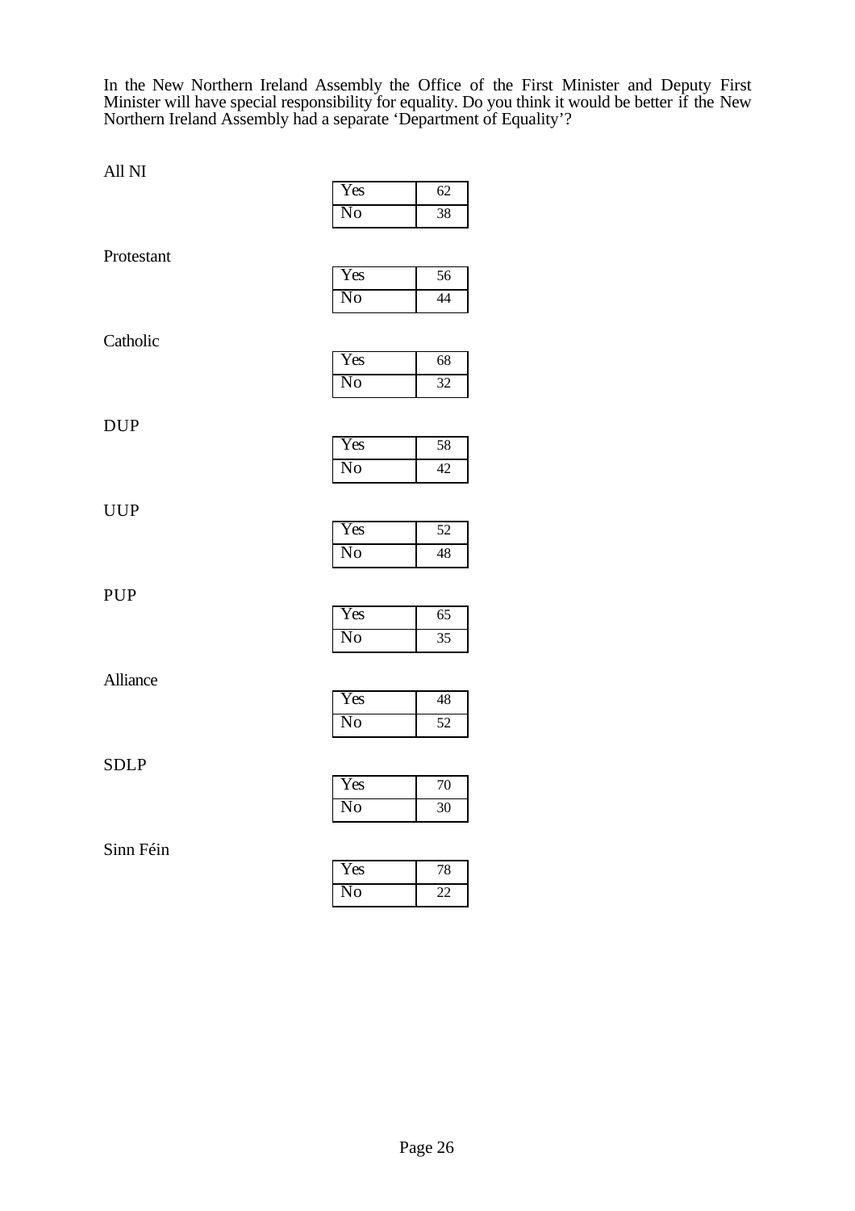In the New Northern Ireland Assembly the Office of the First Minister and Deputy First Minister will have special responsibility for equality. Do you think it would be better if the New Northern Ireland Assembly had a separate 'Department of Equality'?

All NI

| Yes | 62 |
|---|---|
| No | 38 |

Protestant

| Yes | 56 |
|---|---|
| No | 44 |

Catholic

| Yes | 68 |
|---|---|
| No | 32 |

DUP

| Yes | 58 |
|---|---|
| No | 42 |

UUP

| Yes | 52 |
|---|---|
| No | 48 |

PUP

| Yes | 65 |
|---|---|
| No | 35 |

Alliance

| Yes | 48 |
|---|---|
| No | 52 |

SDLP

| Yes | 70 |
|---|---|
| No | 30 |

Sinn Féin

| Yes | 78 |
|---|---|
| No | 22 |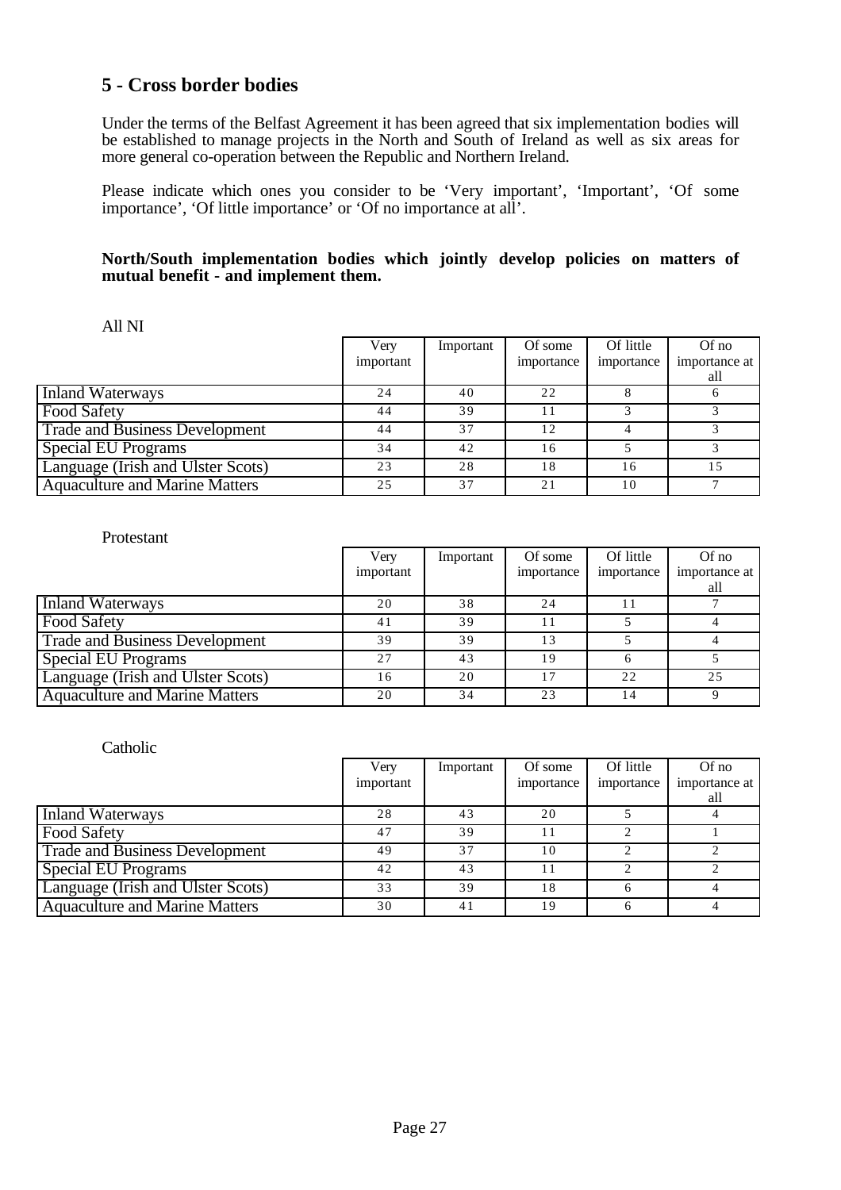## 5 - Cross border bodies

Under the terms of the Belfast Agreement it has been agreed that six implementation bodies will be established to manage projects in the North and South of Ireland as well as six areas for more general co-operation between the Republic and Northern Ireland.

Please indicate which ones you consider to be 'Very important', 'Important', 'Of some importance', 'Of little importance' or 'Of no importance at all'.

**North/South implementation bodies which jointly develop policies on matters of mutual benefit - and implement them.**

All NI

| | Very important | Important | Of some importance | Of little importance | Of no importance at all |
|---|---|---|---|---|---|
| Inland Waterways | 24 | 40 | 22 | 8 | 6 |
| Food Safety | 44 | 39 | 11 | 3 | 3 |
| Trade and Business Development | 44 | 37 | 12 | 4 | 3 |
| Special EU Programs | 34 | 42 | 16 | 5 | 3 |
| Language (Irish and Ulster Scots) | 23 | 28 | 18 | 16 | 15 |
| Aquaculture and Marine Matters | 25 | 37 | 21 | 10 | 7 |

Protestant

| | Very important | Important | Of some importance | Of little importance | Of no importance at all |
|---|---|---|---|---|---|
| Inland Waterways | 20 | 38 | 24 | 11 | 7 |
| Food Safety | 41 | 39 | 11 | 5 | 4 |
| Trade and Business Development | 39 | 39 | 13 | 5 | 4 |
| Special EU Programs | 27 | 43 | 19 | 6 | 5 |
| Language (Irish and Ulster Scots) | 16 | 20 | 17 | 22 | 25 |
| Aquaculture and Marine Matters | 20 | 34 | 23 | 14 | 9 |

Catholic

| | Very important | Important | Of some importance | Of little importance | Of no importance at all |
|---|---|---|---|---|---|
| Inland Waterways | 28 | 43 | 20 | 5 | 4 |
| Food Safety | 47 | 39 | 11 | 2 | 1 |
| Trade and Business Development | 49 | 37 | 10 | 2 | 2 |
| Special EU Programs | 42 | 43 | 11 | 2 | 2 |
| Language (Irish and Ulster Scots) | 33 | 39 | 18 | 6 | 4 |
| Aquaculture and Marine Matters | 30 | 41 | 19 | 6 | 4 |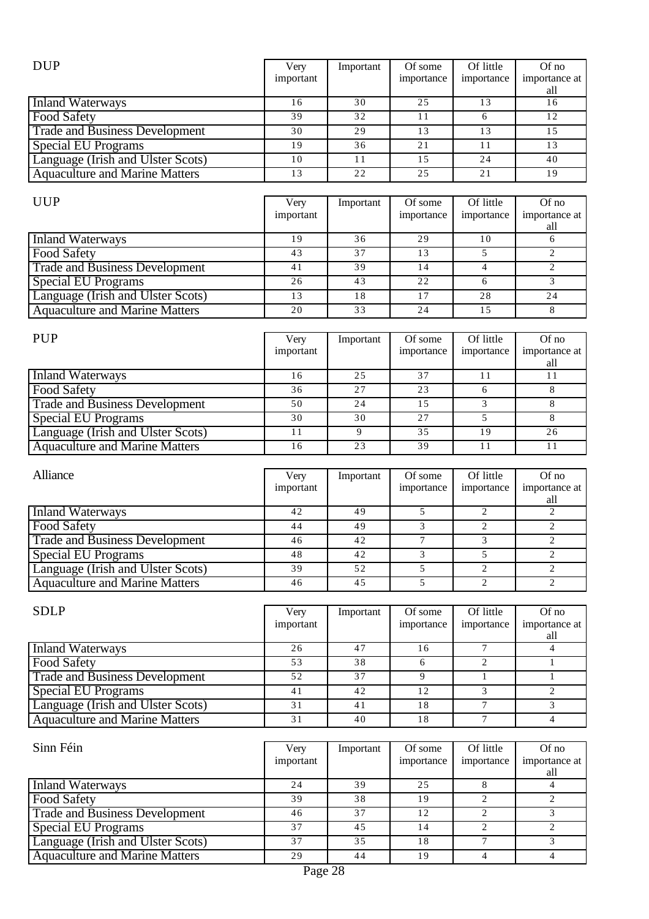| DUP | Very important | Important | Of some importance | Of little importance | Of no importance at all |
|---|---|---|---|---|---|
| Inland Waterways | 16 | 30 | 25 | 13 | 16 |
| Food Safety | 39 | 32 | 11 | 6 | 12 |
| Trade and Business Development | 30 | 29 | 13 | 13 | 15 |
| Special EU Programs | 19 | 36 | 21 | 11 | 13 |
| Language (Irish and Ulster Scots) | 10 | 11 | 15 | 24 | 40 |
| Aquaculture and Marine Matters | 13 | 22 | 25 | 21 | 19 |

| UUP | Very important | Important | Of some importance | Of little importance | Of no importance at all |
|---|---|---|---|---|---|
| Inland Waterways | 19 | 36 | 29 | 10 | 6 |
| Food Safety | 43 | 37 | 13 | 5 | 2 |
| Trade and Business Development | 41 | 39 | 14 | 4 | 2 |
| Special EU Programs | 26 | 43 | 22 | 6 | 3 |
| Language (Irish and Ulster Scots) | 13 | 18 | 17 | 28 | 24 |
| Aquaculture and Marine Matters | 20 | 33 | 24 | 15 | 8 |

| PUP | Very important | Important | Of some importance | Of little importance | Of no importance at all |
|---|---|---|---|---|---|
| Inland Waterways | 16 | 25 | 37 | 11 | 11 |
| Food Safety | 36 | 27 | 23 | 6 | 8 |
| Trade and Business Development | 50 | 24 | 15 | 3 | 8 |
| Special EU Programs | 30 | 30 | 27 | 5 | 8 |
| Language (Irish and Ulster Scots) | 11 | 9 | 35 | 19 | 26 |
| Aquaculture and Marine Matters | 16 | 23 | 39 | 11 | 11 |

| Alliance | Very important | Important | Of some importance | Of little importance | Of no importance at all |
|---|---|---|---|---|---|
| Inland Waterways | 42 | 49 | 5 | 2 | 2 |
| Food Safety | 44 | 49 | 3 | 2 | 2 |
| Trade and Business Development | 46 | 42 | 7 | 3 | 2 |
| Special EU Programs | 48 | 42 | 3 | 5 | 2 |
| Language (Irish and Ulster Scots) | 39 | 52 | 5 | 2 | 2 |
| Aquaculture and Marine Matters | 46 | 45 | 5 | 2 | 2 |

| SDLP | Very important | Important | Of some importance | Of little importance | Of no importance at all |
|---|---|---|---|---|---|
| Inland Waterways | 26 | 47 | 16 | 7 | 4 |
| Food Safety | 53 | 38 | 6 | 2 | 1 |
| Trade and Business Development | 52 | 37 | 9 | 1 | 1 |
| Special EU Programs | 41 | 42 | 12 | 3 | 2 |
| Language (Irish and Ulster Scots) | 31 | 41 | 18 | 7 | 3 |
| Aquaculture and Marine Matters | 31 | 40 | 18 | 7 | 4 |

| Sinn Féin | Very important | Important | Of some importance | Of little importance | Of no importance at all |
|---|---|---|---|---|---|
| Inland Waterways | 24 | 39 | 25 | 8 | 4 |
| Food Safety | 39 | 38 | 19 | 2 | 2 |
| Trade and Business Development | 46 | 37 | 12 | 2 | 3 |
| Special EU Programs | 37 | 45 | 14 | 2 | 2 |
| Language (Irish and Ulster Scots) | 37 | 35 | 18 | 7 | 3 |
| Aquaculture and Marine Matters | 29 | 44 | 19 | 4 | 4 |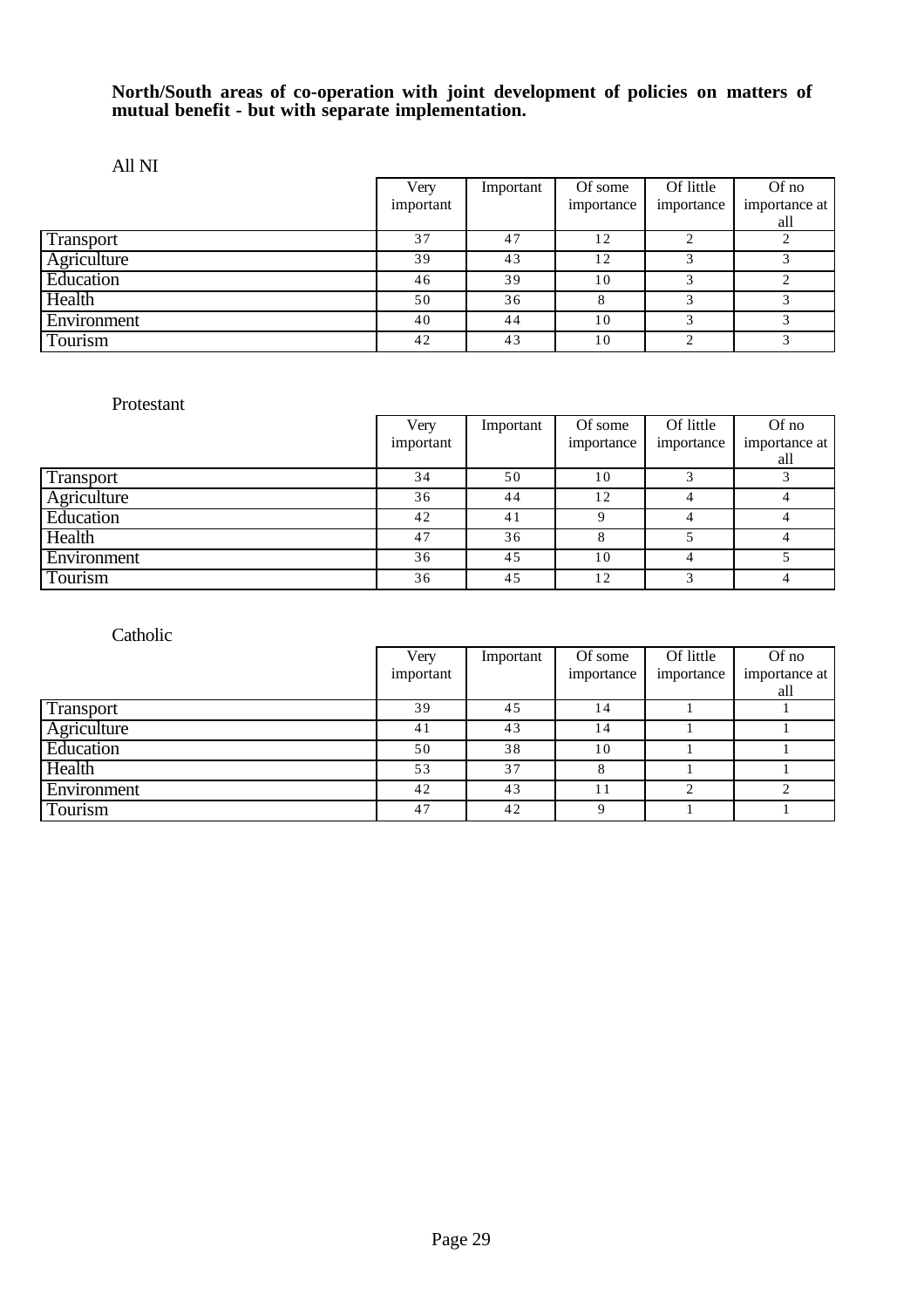**North/South areas of co-operation with joint development of policies on matters of mutual benefit - but with separate implementation.**

All NI

| | Very important | Important | Of some importance | Of little importance | Of no importance at all |
|---|---|---|---|---|---|
| Transport | 37 | 47 | 12 | 2 | 2 |
| Agriculture | 39 | 43 | 12 | 3 | 3 |
| Education | 46 | 39 | 10 | 3 | 2 |
| Health | 50 | 36 | 8 | 3 | 3 |
| Environment | 40 | 44 | 10 | 3 | 3 |
| Tourism | 42 | 43 | 10 | 2 | 3 |

Protestant

| | Very important | Important | Of some importance | Of little importance | Of no importance at all |
|---|---|---|---|---|---|
| Transport | 34 | 50 | 10 | 3 | 3 |
| Agriculture | 36 | 44 | 12 | 4 | 4 |
| Education | 42 | 41 | 9 | 4 | 4 |
| Health | 47 | 36 | 8 | 5 | 4 |
| Environment | 36 | 45 | 10 | 4 | 5 |
| Tourism | 36 | 45 | 12 | 3 | 4 |

Catholic

| | Very important | Important | Of some importance | Of little importance | Of no importance at all |
|---|---|---|---|---|---|
| Transport | 39 | 45 | 14 | 1 | 1 |
| Agriculture | 41 | 43 | 14 | 1 | 1 |
| Education | 50 | 38 | 10 | 1 | 1 |
| Health | 53 | 37 | 8 | 1 | 1 |
| Environment | 42 | 43 | 11 | 2 | 2 |
| Tourism | 47 | 42 | 9 | 1 | 1 |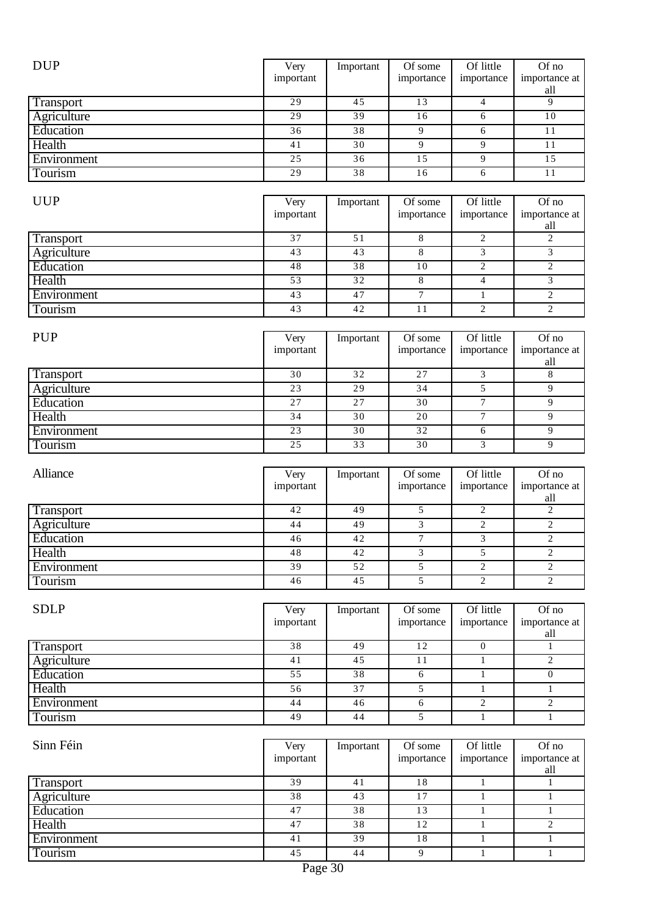| DUP | Very important | Important | Of some importance | Of little importance | Of no importance at all |
|---|---|---|---|---|---|
| Transport | 29 | 45 | 13 | 4 | 9 |
| Agriculture | 29 | 39 | 16 | 6 | 10 |
| Education | 36 | 38 | 9 | 6 | 11 |
| Health | 41 | 30 | 9 | 9 | 11 |
| Environment | 25 | 36 | 15 | 9 | 15 |
| Tourism | 29 | 38 | 16 | 6 | 11 |

| UUP | Very important | Important | Of some importance | Of little importance | Of no importance at all |
|---|---|---|---|---|---|
| Transport | 37 | 51 | 8 | 2 | 2 |
| Agriculture | 43 | 43 | 8 | 3 | 3 |
| Education | 48 | 38 | 10 | 2 | 2 |
| Health | 53 | 32 | 8 | 4 | 3 |
| Environment | 43 | 47 | 7 | 1 | 2 |
| Tourism | 43 | 42 | 11 | 2 | 2 |

| PUP | Very important | Important | Of some importance | Of little importance | Of no importance at all |
|---|---|---|---|---|---|
| Transport | 30 | 32 | 27 | 3 | 8 |
| Agriculture | 23 | 29 | 34 | 5 | 9 |
| Education | 27 | 27 | 30 | 7 | 9 |
| Health | 34 | 30 | 20 | 7 | 9 |
| Environment | 23 | 30 | 32 | 6 | 9 |
| Tourism | 25 | 33 | 30 | 3 | 9 |

| Alliance | Very important | Important | Of some importance | Of little importance | Of no importance at all |
|---|---|---|---|---|---|
| Transport | 42 | 49 | 5 | 2 | 2 |
| Agriculture | 44 | 49 | 3 | 2 | 2 |
| Education | 46 | 42 | 7 | 3 | 2 |
| Health | 48 | 42 | 3 | 5 | 2 |
| Environment | 39 | 52 | 5 | 2 | 2 |
| Tourism | 46 | 45 | 5 | 2 | 2 |

| SDLP | Very important | Important | Of some importance | Of little importance | Of no importance at all |
|---|---|---|---|---|---|
| Transport | 38 | 49 | 12 | 0 | 1 |
| Agriculture | 41 | 45 | 11 | 1 | 2 |
| Education | 55 | 38 | 6 | 1 | 0 |
| Health | 56 | 37 | 5 | 1 | 1 |
| Environment | 44 | 46 | 6 | 2 | 2 |
| Tourism | 49 | 44 | 5 | 1 | 1 |

| Sinn Féin | Very important | Important | Of some importance | Of little importance | Of no importance at all |
|---|---|---|---|---|---|
| Transport | 39 | 41 | 18 | 1 | 1 |
| Agriculture | 38 | 43 | 17 | 1 | 1 |
| Education | 47 | 38 | 13 | 1 | 1 |
| Health | 47 | 38 | 12 | 1 | 2 |
| Environment | 41 | 39 | 18 | 1 | 1 |
| Tourism | 45 | 44 | 9 | 1 | 1 |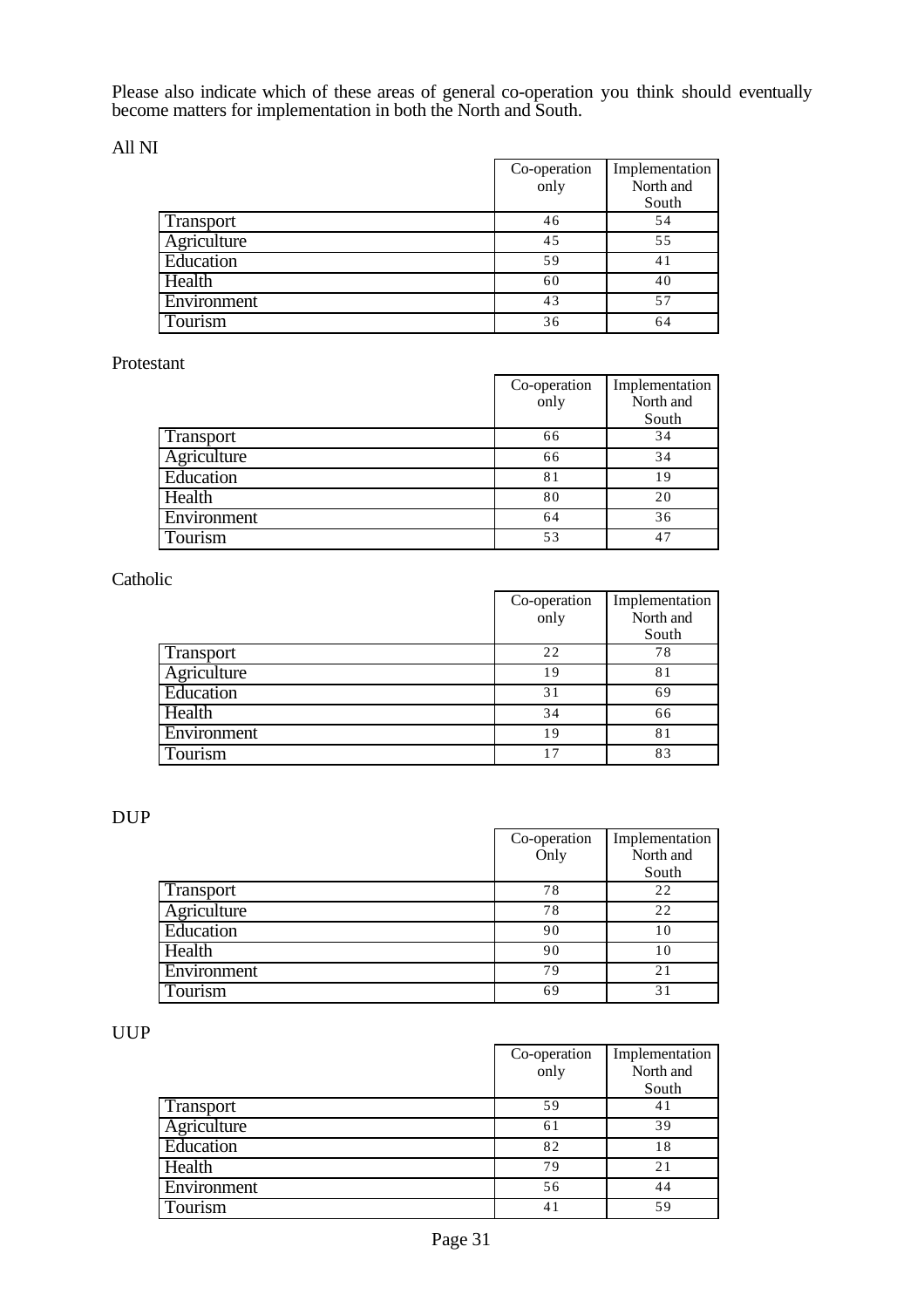Please also indicate which of these areas of general co-operation you think should eventually become matters for implementation in both the North and South.

All NI

| | Co-operation only | Implementation North and South |
|---|---|---|
| Transport | 46 | 54 |
| Agriculture | 45 | 55 |
| Education | 59 | 41 |
| Health | 60 | 40 |
| Environment | 43 | 57 |
| Tourism | 36 | 64 |

Protestant

| | Co-operation only | Implementation North and South |
|---|---|---|
| Transport | 66 | 34 |
| Agriculture | 66 | 34 |
| Education | 81 | 19 |
| Health | 80 | 20 |
| Environment | 64 | 36 |
| Tourism | 53 | 47 |

Catholic

| | Co-operation only | Implementation North and South |
|---|---|---|
| Transport | 22 | 78 |
| Agriculture | 19 | 81 |
| Education | 31 | 69 |
| Health | 34 | 66 |
| Environment | 19 | 81 |
| Tourism | 17 | 83 |

DUP

| | Co-operation Only | Implementation North and South |
|---|---|---|
| Transport | 78 | 22 |
| Agriculture | 78 | 22 |
| Education | 90 | 10 |
| Health | 90 | 10 |
| Environment | 79 | 21 |
| Tourism | 69 | 31 |

UUP

| | Co-operation only | Implementation North and South |
|---|---|---|
| Transport | 59 | 41 |
| Agriculture | 61 | 39 |
| Education | 82 | 18 |
| Health | 79 | 21 |
| Environment | 56 | 44 |
| Tourism | 41 | 59 |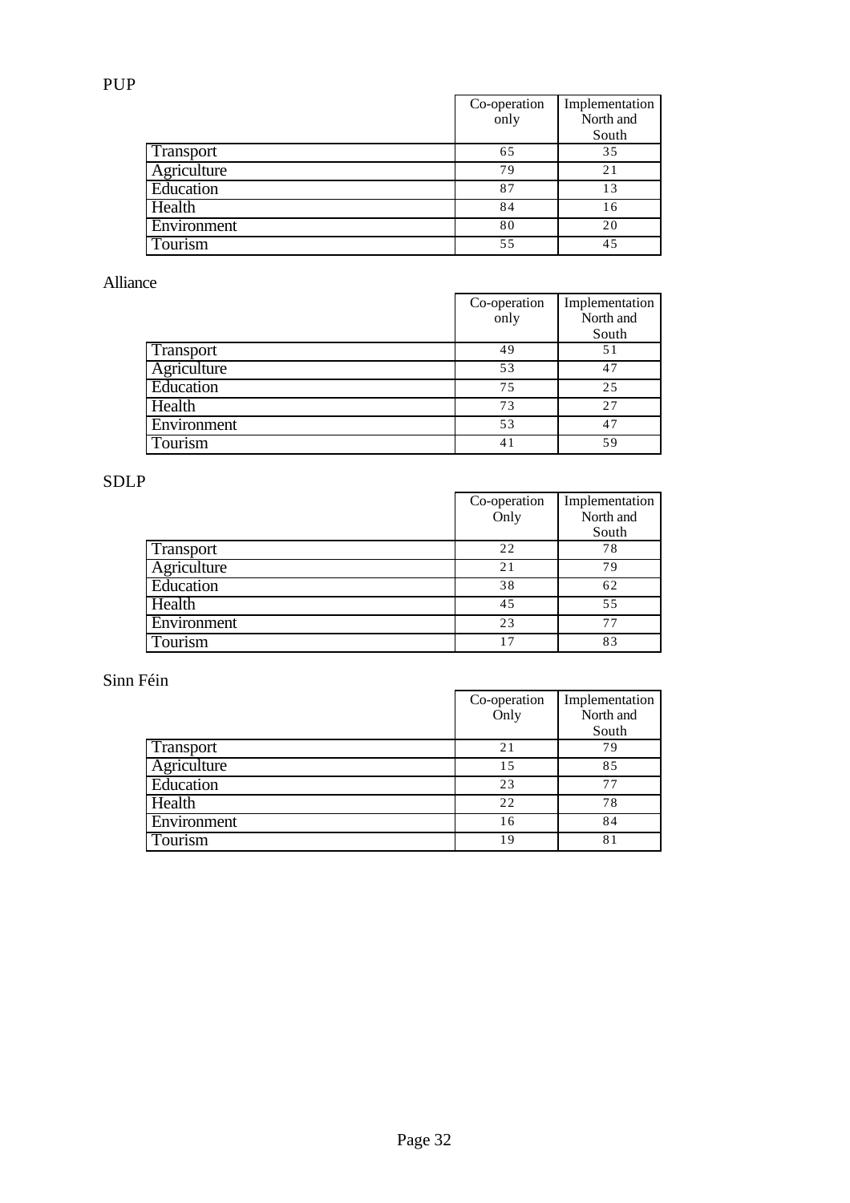PUP

| | Co-operation only | Implementation North and South |
|---|---|---|
| Transport | 65 | 35 |
| Agriculture | 79 | 21 |
| Education | 87 | 13 |
| Health | 84 | 16 |
| Environment | 80 | 20 |
| Tourism | 55 | 45 |

Alliance

| | Co-operation only | Implementation North and South |
|---|---|---|
| Transport | 49 | 51 |
| Agriculture | 53 | 47 |
| Education | 75 | 25 |
| Health | 73 | 27 |
| Environment | 53 | 47 |
| Tourism | 41 | 59 |

SDLP

| | Co-operation Only | Implementation North and South |
|---|---|---|
| Transport | 22 | 78 |
| Agriculture | 21 | 79 |
| Education | 38 | 62 |
| Health | 45 | 55 |
| Environment | 23 | 77 |
| Tourism | 17 | 83 |

Sinn Féin

| | Co-operation Only | Implementation North and South |
|---|---|---|
| Transport | 21 | 79 |
| Agriculture | 15 | 85 |
| Education | 23 | 77 |
| Health | 22 | 78 |
| Environment | 16 | 84 |
| Tourism | 19 | 81 |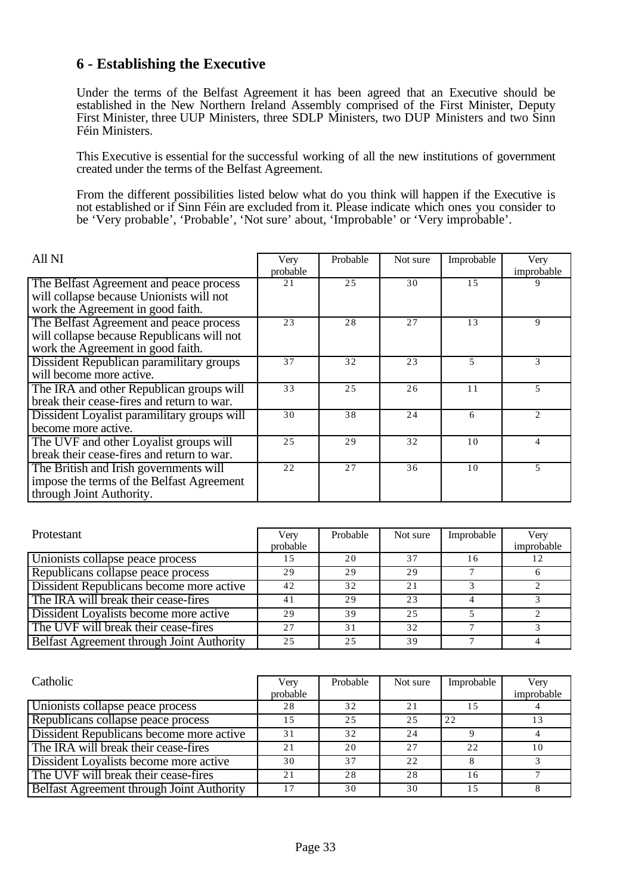## 6 - Establishing the Executive

Under the terms of the Belfast Agreement it has been agreed that an Executive should be established in the New Northern Ireland Assembly comprised of the First Minister, Deputy First Minister, three UUP Ministers, three SDLP Ministers, two DUP Ministers and two Sinn Féin Ministers.

This Executive is essential for the successful working of all the new institutions of government created under the terms of the Belfast Agreement.

From the different possibilities listed below what do you think will happen if the Executive is not established or if Sinn Féin are excluded from it. Please indicate which ones you consider to be 'Very probable', 'Probable', 'Not sure' about, 'Improbable' or 'Very improbable'.

| All NI | Very probable | Probable | Not sure | Improbable | Very improbable |
|---|---|---|---|---|---|
| The Belfast Agreement and peace process will collapse because Unionists will not work the Agreement in good faith. | 21 | 25 | 30 | 15 | 9 |
| The Belfast Agreement and peace process will collapse because Republicans will not work the Agreement in good faith. | 23 | 28 | 27 | 13 | 9 |
| Dissident Republican paramilitary groups will become more active. | 37 | 32 | 23 | 5 | 3 |
| The IRA and other Republican groups will break their cease-fires and return to war. | 33 | 25 | 26 | 11 | 5 |
| Dissident Loyalist paramilitary groups will become more active. | 30 | 38 | 24 | 6 | 2 |
| The UVF and other Loyalist groups will break their cease-fires and return to war. | 25 | 29 | 32 | 10 | 4 |
| The British and Irish governments will impose the terms of the Belfast Agreement through Joint Authority. | 22 | 27 | 36 | 10 | 5 |

| Protestant | Very probable | Probable | Not sure | Improbable | Very improbable |
|---|---|---|---|---|---|
| Unionists collapse peace process | 15 | 20 | 37 | 16 | 12 |
| Republicans collapse peace process | 29 | 29 | 29 | 7 | 6 |
| Dissident Republicans become more active | 42 | 32 | 21 | 3 | 2 |
| The IRA will break their cease-fires | 41 | 29 | 23 | 4 | 3 |
| Dissident Loyalists become more active | 29 | 39 | 25 | 5 | 2 |
| The UVF will break their cease-fires | 27 | 31 | 32 | 7 | 3 |
| Belfast Agreement through Joint Authority | 25 | 25 | 39 | 7 | 4 |

| Catholic | Very probable | Probable | Not sure | Improbable | Very improbable |
|---|---|---|---|---|---|
| Unionists collapse peace process | 28 | 32 | 21 | 15 | 4 |
| Republicans collapse peace process | 15 | 25 | 25 | 22 | 13 |
| Dissident Republicans become more active | 31 | 32 | 24 | 9 | 4 |
| The IRA will break their cease-fires | 21 | 20 | 27 | 22 | 10 |
| Dissident Loyalists become more active | 30 | 37 | 22 | 8 | 3 |
| The UVF will break their cease-fires | 21 | 28 | 28 | 16 | 7 |
| Belfast Agreement through Joint Authority | 17 | 30 | 30 | 15 | 8 |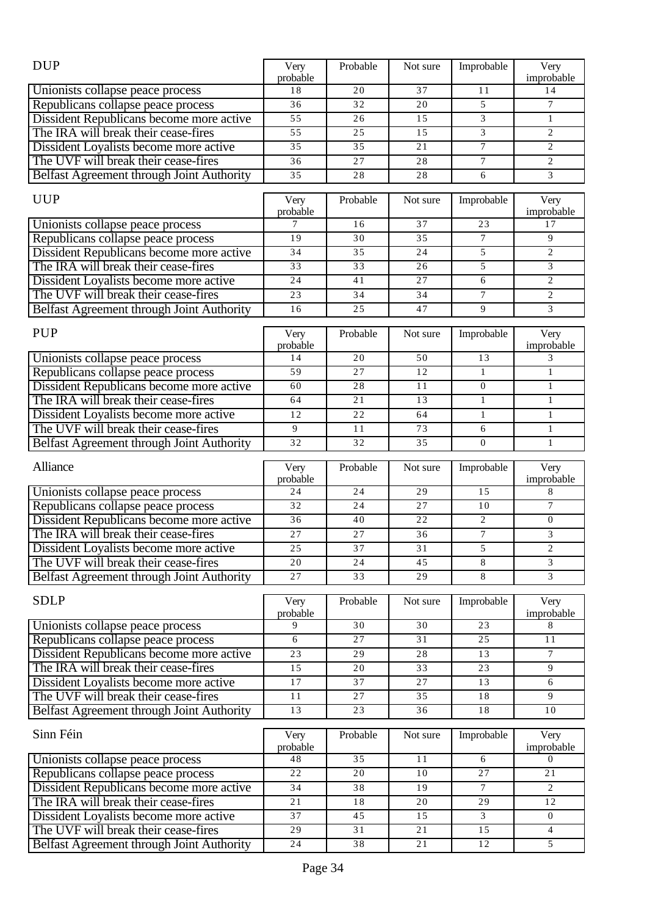| DUP | Very probable | Probable | Not sure | Improbable | Very improbable |
|---|---|---|---|---|---|
| Unionists collapse peace process | 18 | 20 | 37 | 11 | 14 |
| Republicans collapse peace process | 36 | 32 | 20 | 5 | 7 |
| Dissident Republicans become more active | 55 | 26 | 15 | 3 | 1 |
| The IRA will break their cease-fires | 55 | 25 | 15 | 3 | 2 |
| Dissident Loyalists become more active | 35 | 35 | 21 | 7 | 2 |
| The UVF will break their cease-fires | 36 | 27 | 28 | 7 | 2 |
| Belfast Agreement through Joint Authority | 35 | 28 | 28 | 6 | 3 |

| UUP | Very probable | Probable | Not sure | Improbable | Very improbable |
|---|---|---|---|---|---|
| Unionists collapse peace process | 7 | 16 | 37 | 23 | 17 |
| Republicans collapse peace process | 19 | 30 | 35 | 7 | 9 |
| Dissident Republicans become more active | 34 | 35 | 24 | 5 | 2 |
| The IRA will break their cease-fires | 33 | 33 | 26 | 5 | 3 |
| Dissident Loyalists become more active | 24 | 41 | 27 | 6 | 2 |
| The UVF will break their cease-fires | 23 | 34 | 34 | 7 | 2 |
| Belfast Agreement through Joint Authority | 16 | 25 | 47 | 9 | 3 |

| PUP | Very probable | Probable | Not sure | Improbable | Very improbable |
|---|---|---|---|---|---|
| Unionists collapse peace process | 14 | 20 | 50 | 13 | 3 |
| Republicans collapse peace process | 59 | 27 | 12 | 1 | 1 |
| Dissident Republicans become more active | 60 | 28 | 11 | 0 | 1 |
| The IRA will break their cease-fires | 64 | 21 | 13 | 1 | 1 |
| Dissident Loyalists become more active | 12 | 22 | 64 | 1 | 1 |
| The UVF will break their cease-fires | 9 | 11 | 73 | 6 | 1 |
| Belfast Agreement through Joint Authority | 32 | 32 | 35 | 0 | 1 |

| Alliance | Very probable | Probable | Not sure | Improbable | Very improbable |
|---|---|---|---|---|---|
| Unionists collapse peace process | 24 | 24 | 29 | 15 | 8 |
| Republicans collapse peace process | 32 | 24 | 27 | 10 | 7 |
| Dissident Republicans become more active | 36 | 40 | 22 | 2 | 0 |
| The IRA will break their cease-fires | 27 | 27 | 36 | 7 | 3 |
| Dissident Loyalists become more active | 25 | 37 | 31 | 5 | 2 |
| The UVF will break their cease-fires | 20 | 24 | 45 | 8 | 3 |
| Belfast Agreement through Joint Authority | 27 | 33 | 29 | 8 | 3 |

| SDLP | Very probable | Probable | Not sure | Improbable | Very improbable |
|---|---|---|---|---|---|
| Unionists collapse peace process | 9 | 30 | 30 | 23 | 8 |
| Republicans collapse peace process | 6 | 27 | 31 | 25 | 11 |
| Dissident Republicans become more active | 23 | 29 | 28 | 13 | 7 |
| The IRA will break their cease-fires | 15 | 20 | 33 | 23 | 9 |
| Dissident Loyalists become more active | 17 | 37 | 27 | 13 | 6 |
| The UVF will break their cease-fires | 11 | 27 | 35 | 18 | 9 |
| Belfast Agreement through Joint Authority | 13 | 23 | 36 | 18 | 10 |

| Sinn Féin | Very probable | Probable | Not sure | Improbable | Very improbable |
|---|---|---|---|---|---|
| Unionists collapse peace process | 48 | 35 | 11 | 6 | 0 |
| Republicans collapse peace process | 22 | 20 | 10 | 27 | 21 |
| Dissident Republicans become more active | 34 | 38 | 19 | 7 | 2 |
| The IRA will break their cease-fires | 21 | 18 | 20 | 29 | 12 |
| Dissident Loyalists become more active | 37 | 45 | 15 | 3 | 0 |
| The UVF will break their cease-fires | 29 | 31 | 21 | 15 | 4 |
| Belfast Agreement through Joint Authority | 24 | 38 | 21 | 12 | 5 |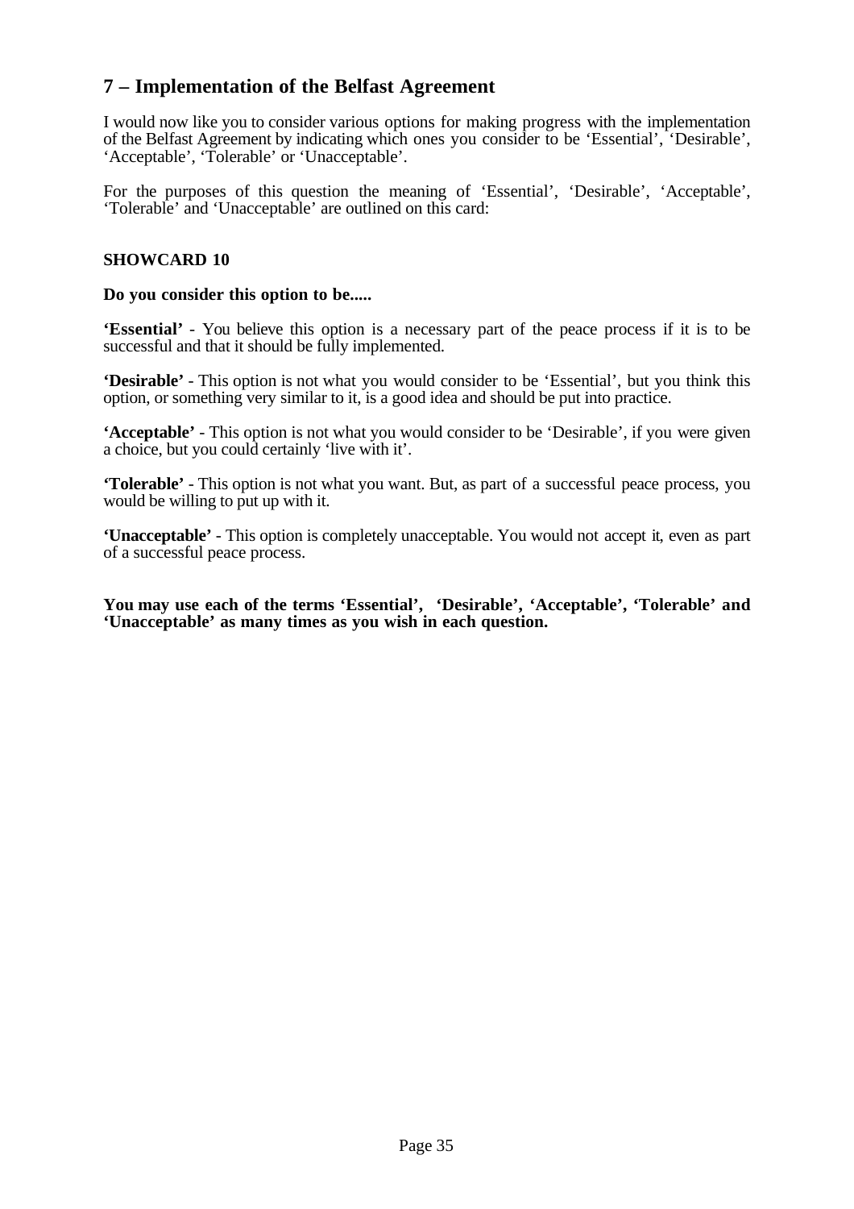## 7 – Implementation of the Belfast Agreement

I would now like you to consider various options for making progress with the implementation of the Belfast Agreement by indicating which ones you consider to be 'Essential', 'Desirable', 'Acceptable', 'Tolerable' or 'Unacceptable'.

For the purposes of this question the meaning of 'Essential', 'Desirable', 'Acceptable', 'Tolerable' and 'Unacceptable' are outlined on this card:

### SHOWCARD 10

**Do you consider this option to be.....**

**'Essential'** - You believe this option is a necessary part of the peace process if it is to be successful and that it should be fully implemented.

**'Desirable'** - This option is not what you would consider to be 'Essential', but you think this option, or something very similar to it, is a good idea and should be put into practice.

**'Acceptable'** - This option is not what you would consider to be 'Desirable', if you were given a choice, but you could certainly 'live with it'.

**'Tolerable'** - This option is not what you want. But, as part of a successful peace process, you would be willing to put up with it.

**'Unacceptable'** - This option is completely unacceptable. You would not accept it, even as part of a successful peace process.

**You may use each of the terms 'Essential', 'Desirable', 'Acceptable', 'Tolerable' and 'Unacceptable' as many times as you wish in each question.**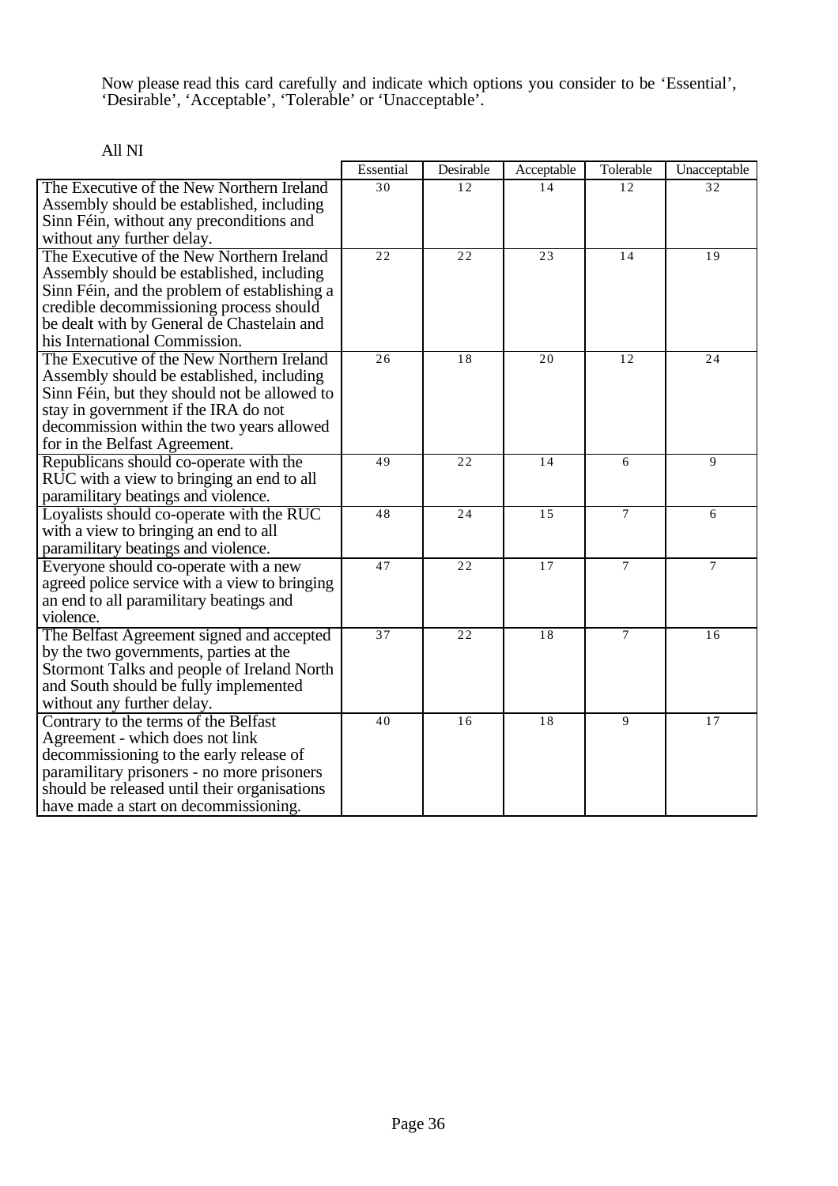Now please read this card carefully and indicate which options you consider to be 'Essential', 'Desirable', 'Acceptable', 'Tolerable' or 'Unacceptable'.

All NI

| | Essential | Desirable | Acceptable | Tolerable | Unacceptable |
|---|---|---|---|---|---|
| The Executive of the New Northern Ireland Assembly should be established, including Sinn Féin, without any preconditions and without any further delay. | 30 | 12 | 14 | 12 | 32 |
| The Executive of the New Northern Ireland Assembly should be established, including Sinn Féin, and the problem of establishing a credible decommissioning process should be dealt with by General de Chastelain and his International Commission. | 22 | 22 | 23 | 14 | 19 |
| The Executive of the New Northern Ireland Assembly should be established, including Sinn Féin, but they should not be allowed to stay in government if the IRA do not decommission within the two years allowed for in the Belfast Agreement. | 26 | 18 | 20 | 12 | 24 |
| Republicans should co-operate with the RUC with a view to bringing an end to all paramilitary beatings and violence. | 49 | 22 | 14 | 6 | 9 |
| Loyalists should co-operate with the RUC with a view to bringing an end to all paramilitary beatings and violence. | 48 | 24 | 15 | 7 | 6 |
| Everyone should co-operate with a new agreed police service with a view to bringing an end to all paramilitary beatings and violence. | 47 | 22 | 17 | 7 | 7 |
| The Belfast Agreement signed and accepted by the two governments, parties at the Stormont Talks and people of Ireland North and South should be fully implemented without any further delay. | 37 | 22 | 18 | 7 | 16 |
| Contrary to the terms of the Belfast Agreement - which does not link decommissioning to the early release of paramilitary prisoners - no more prisoners should be released until their organisations have made a start on decommissioning. | 40 | 16 | 18 | 9 | 17 |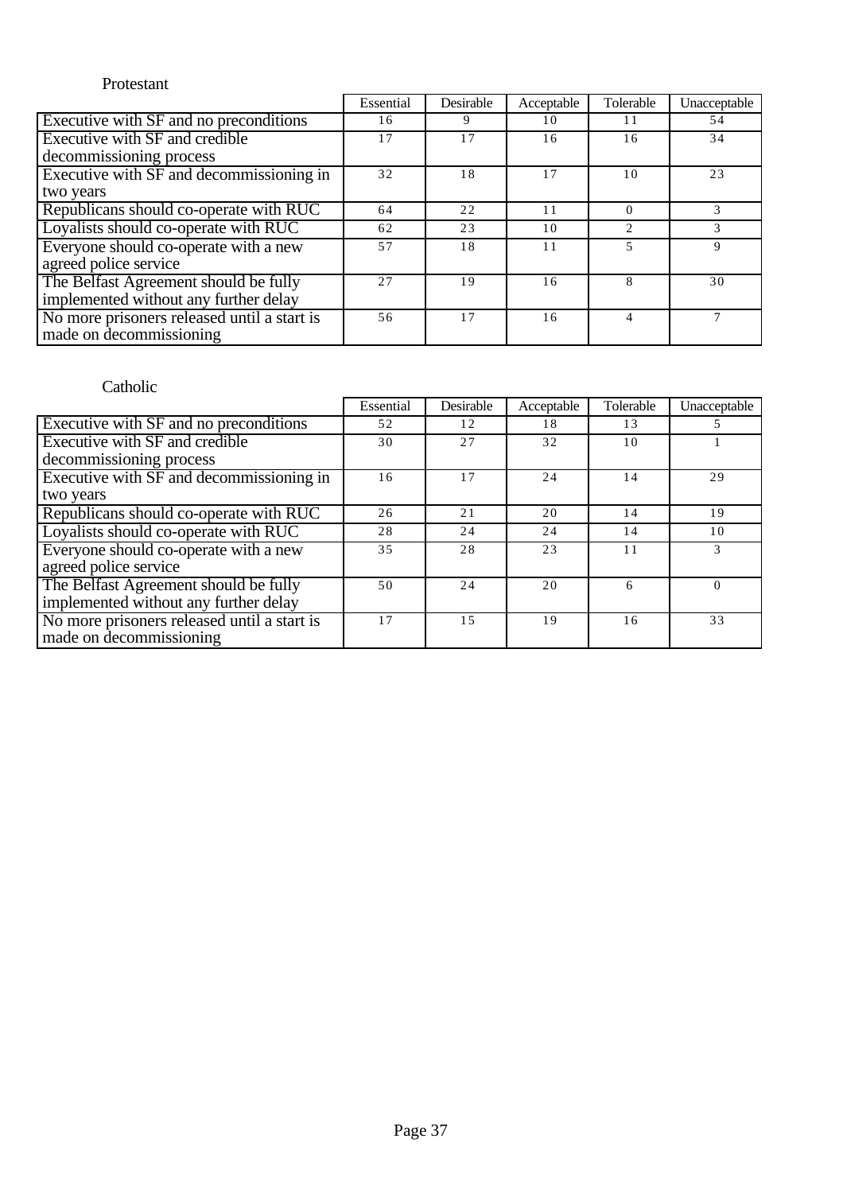Protestant

| | Essential | Desirable | Acceptable | Tolerable | Unacceptable |
|---|---|---|---|---|---|
| Executive with SF and no preconditions | 16 | 9 | 10 | 11 | 54 |
| Executive with SF and credible decommissioning process | 17 | 17 | 16 | 16 | 34 |
| Executive with SF and decommissioning in two years | 32 | 18 | 17 | 10 | 23 |
| Republicans should co-operate with RUC | 64 | 22 | 11 | 0 | 3 |
| Loyalists should co-operate with RUC | 62 | 23 | 10 | 2 | 3 |
| Everyone should co-operate with a new agreed police service | 57 | 18 | 11 | 5 | 9 |
| The Belfast Agreement should be fully implemented without any further delay | 27 | 19 | 16 | 8 | 30 |
| No more prisoners released until a start is made on decommissioning | 56 | 17 | 16 | 4 | 7 |

Catholic

| | Essential | Desirable | Acceptable | Tolerable | Unacceptable |
|---|---|---|---|---|---|
| Executive with SF and no preconditions | 52 | 12 | 18 | 13 | 5 |
| Executive with SF and credible decommissioning process | 30 | 27 | 32 | 10 | 1 |
| Executive with SF and decommissioning in two years | 16 | 17 | 24 | 14 | 29 |
| Republicans should co-operate with RUC | 26 | 21 | 20 | 14 | 19 |
| Loyalists should co-operate with RUC | 28 | 24 | 24 | 14 | 10 |
| Everyone should co-operate with a new agreed police service | 35 | 28 | 23 | 11 | 3 |
| The Belfast Agreement should be fully implemented without any further delay | 50 | 24 | 20 | 6 | 0 |
| No more prisoners released until a start is made on decommissioning | 17 | 15 | 19 | 16 | 33 |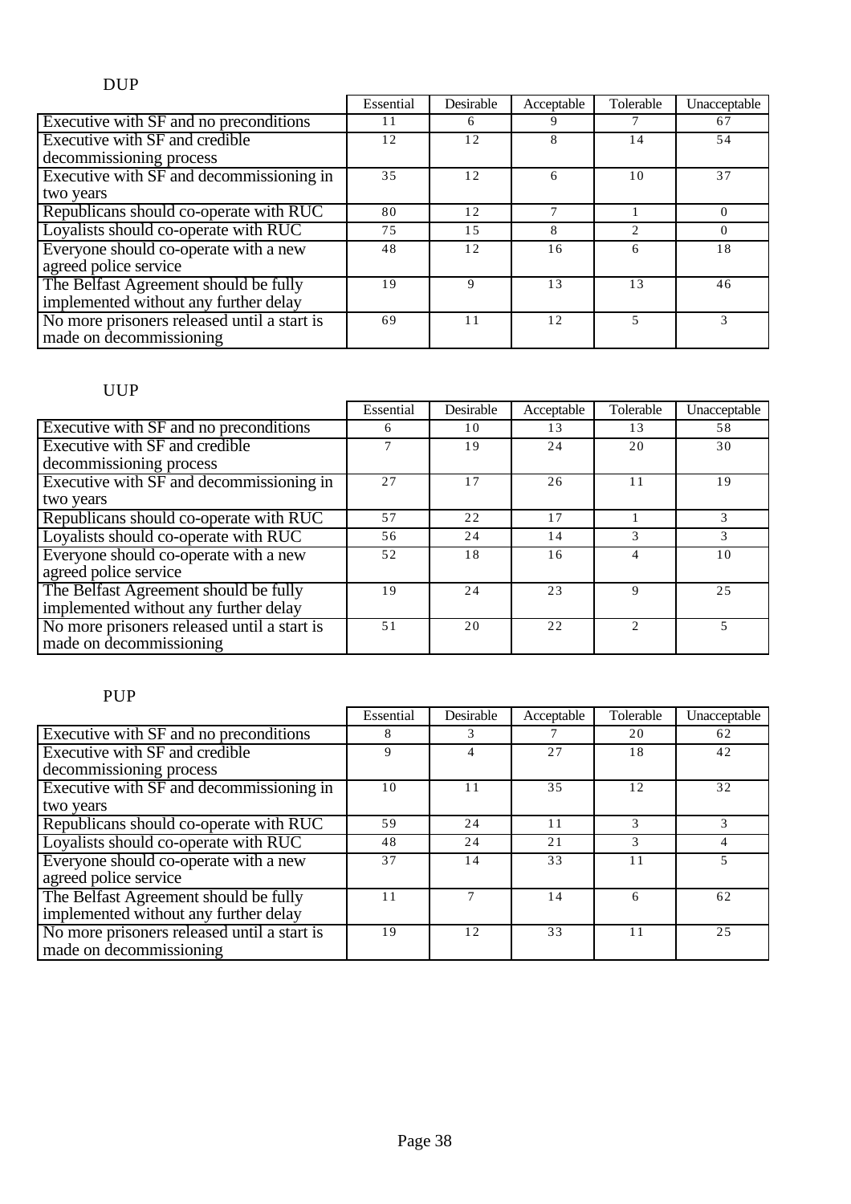DUP

| | Essential | Desirable | Acceptable | Tolerable | Unacceptable |
|---|---|---|---|---|---|
| Executive with SF and no preconditions | 11 | 6 | 9 | 7 | 67 |
| Executive with SF and credible decommissioning process | 12 | 12 | 8 | 14 | 54 |
| Executive with SF and decommissioning in two years | 35 | 12 | 6 | 10 | 37 |
| Republicans should co-operate with RUC | 80 | 12 | 7 | 1 | 0 |
| Loyalists should co-operate with RUC | 75 | 15 | 8 | 2 | 0 |
| Everyone should co-operate with a new agreed police service | 48 | 12 | 16 | 6 | 18 |
| The Belfast Agreement should be fully implemented without any further delay | 19 | 9 | 13 | 13 | 46 |
| No more prisoners released until a start is made on decommissioning | 69 | 11 | 12 | 5 | 3 |

UUP

| | Essential | Desirable | Acceptable | Tolerable | Unacceptable |
|---|---|---|---|---|---|
| Executive with SF and no preconditions | 6 | 10 | 13 | 13 | 58 |
| Executive with SF and credible decommissioning process | 7 | 19 | 24 | 20 | 30 |
| Executive with SF and decommissioning in two years | 27 | 17 | 26 | 11 | 19 |
| Republicans should co-operate with RUC | 57 | 22 | 17 | 1 | 3 |
| Loyalists should co-operate with RUC | 56 | 24 | 14 | 3 | 3 |
| Everyone should co-operate with a new agreed police service | 52 | 18 | 16 | 4 | 10 |
| The Belfast Agreement should be fully implemented without any further delay | 19 | 24 | 23 | 9 | 25 |
| No more prisoners released until a start is made on decommissioning | 51 | 20 | 22 | 2 | 5 |

PUP

| | Essential | Desirable | Acceptable | Tolerable | Unacceptable |
|---|---|---|---|---|---|
| Executive with SF and no preconditions | 8 | 3 | 7 | 20 | 62 |
| Executive with SF and credible decommissioning process | 9 | 4 | 27 | 18 | 42 |
| Executive with SF and decommissioning in two years | 10 | 11 | 35 | 12 | 32 |
| Republicans should co-operate with RUC | 59 | 24 | 11 | 3 | 3 |
| Loyalists should co-operate with RUC | 48 | 24 | 21 | 3 | 4 |
| Everyone should co-operate with a new agreed police service | 37 | 14 | 33 | 11 | 5 |
| The Belfast Agreement should be fully implemented without any further delay | 11 | 7 | 14 | 6 | 62 |
| No more prisoners released until a start is made on decommissioning | 19 | 12 | 33 | 11 | 25 |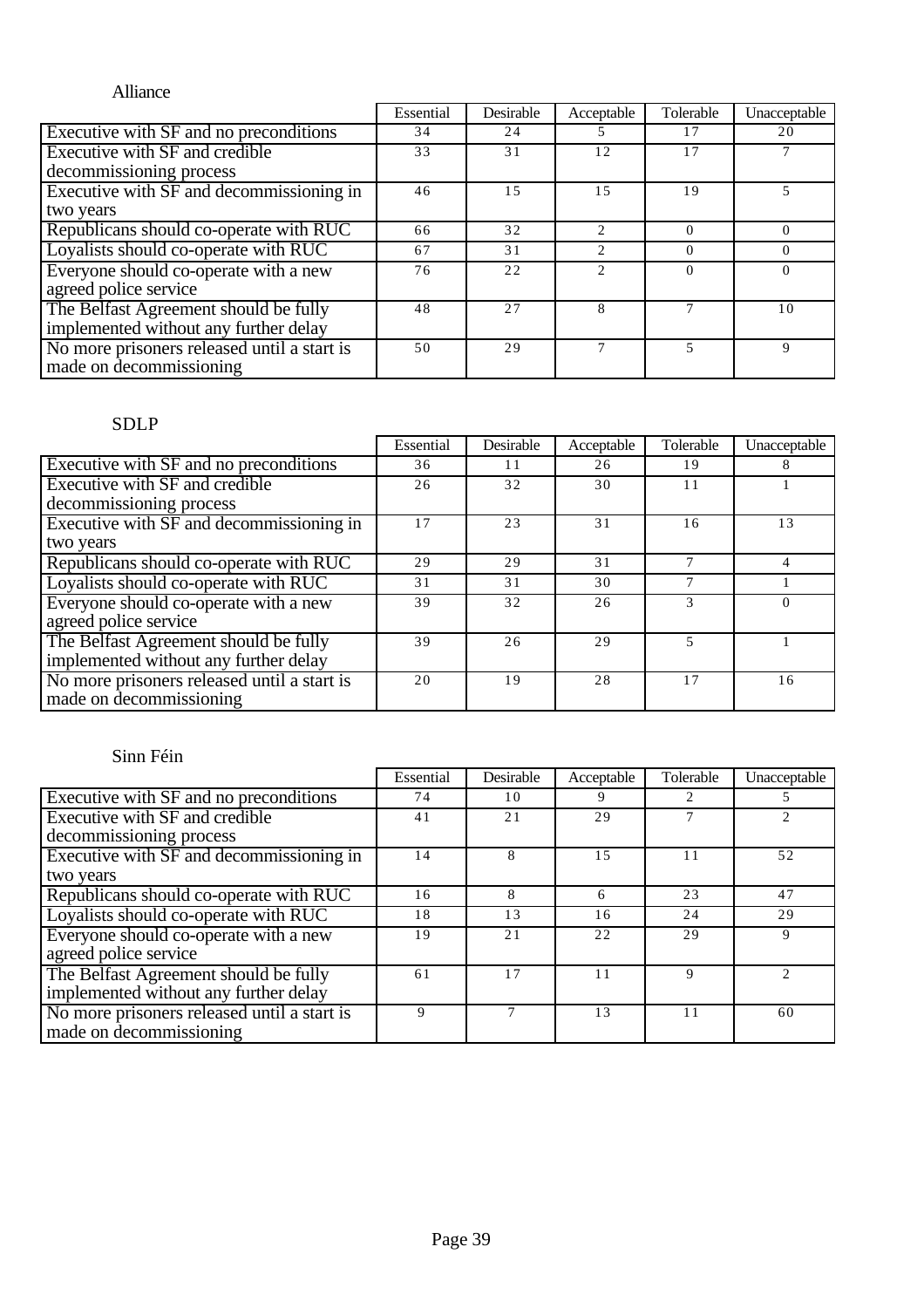Alliance

| | Essential | Desirable | Acceptable | Tolerable | Unacceptable |
|---|---|---|---|---|---|
| Executive with SF and no preconditions | 34 | 24 | 5 | 17 | 20 |
| Executive with SF and credible decommissioning process | 33 | 31 | 12 | 17 | 7 |
| Executive with SF and decommissioning in two years | 46 | 15 | 15 | 19 | 5 |
| Republicans should co-operate with RUC | 66 | 32 | 2 | 0 | 0 |
| Loyalists should co-operate with RUC | 67 | 31 | 2 | 0 | 0 |
| Everyone should co-operate with a new agreed police service | 76 | 22 | 2 | 0 | 0 |
| The Belfast Agreement should be fully implemented without any further delay | 48 | 27 | 8 | 7 | 10 |
| No more prisoners released until a start is made on decommissioning | 50 | 29 | 7 | 5 | 9 |

SDLP

| | Essential | Desirable | Acceptable | Tolerable | Unacceptable |
|---|---|---|---|---|---|
| Executive with SF and no preconditions | 36 | 11 | 26 | 19 | 8 |
| Executive with SF and credible decommissioning process | 26 | 32 | 30 | 11 | 1 |
| Executive with SF and decommissioning in two years | 17 | 23 | 31 | 16 | 13 |
| Republicans should co-operate with RUC | 29 | 29 | 31 | 7 | 4 |
| Loyalists should co-operate with RUC | 31 | 31 | 30 | 7 | 1 |
| Everyone should co-operate with a new agreed police service | 39 | 32 | 26 | 3 | 0 |
| The Belfast Agreement should be fully implemented without any further delay | 39 | 26 | 29 | 5 | 1 |
| No more prisoners released until a start is made on decommissioning | 20 | 19 | 28 | 17 | 16 |

Sinn Féin

| | Essential | Desirable | Acceptable | Tolerable | Unacceptable |
|---|---|---|---|---|---|
| Executive with SF and no preconditions | 74 | 10 | 9 | 2 | 5 |
| Executive with SF and credible decommissioning process | 41 | 21 | 29 | 7 | 2 |
| Executive with SF and decommissioning in two years | 14 | 8 | 15 | 11 | 52 |
| Republicans should co-operate with RUC | 16 | 8 | 6 | 23 | 47 |
| Loyalists should co-operate with RUC | 18 | 13 | 16 | 24 | 29 |
| Everyone should co-operate with a new agreed police service | 19 | 21 | 22 | 29 | 9 |
| The Belfast Agreement should be fully implemented without any further delay | 61 | 17 | 11 | 9 | 2 |
| No more prisoners released until a start is made on decommissioning | 9 | 7 | 13 | 11 | 60 |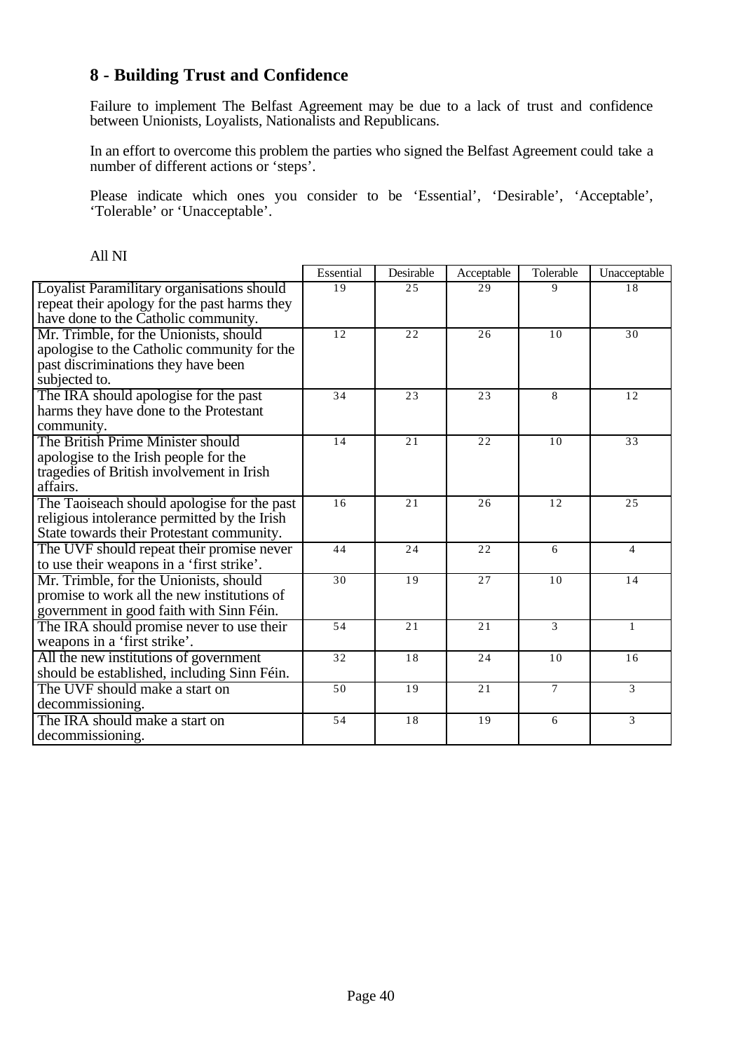## 8 - Building Trust and Confidence

Failure to implement The Belfast Agreement may be due to a lack of trust and confidence between Unionists, Loyalists, Nationalists and Republicans.

In an effort to overcome this problem the parties who signed the Belfast Agreement could take a number of different actions or 'steps'.

Please indicate which ones you consider to be 'Essential', 'Desirable', 'Acceptable', 'Tolerable' or 'Unacceptable'.

All NI

| | Essential | Desirable | Acceptable | Tolerable | Unacceptable |
|---|---|---|---|---|---|
| Loyalist Paramilitary organisations should repeat their apology for the past harms they have done to the Catholic community. | 19 | 25 | 29 | 9 | 18 |
| Mr. Trimble, for the Unionists, should apologise to the Catholic community for the past discriminations they have been subjected to. | 12 | 22 | 26 | 10 | 30 |
| The IRA should apologise for the past harms they have done to the Protestant community. | 34 | 23 | 23 | 8 | 12 |
| The British Prime Minister should apologise to the Irish people for the tragedies of British involvement in Irish affairs. | 14 | 21 | 22 | 10 | 33 |
| The Taoiseach should apologise for the past religious intolerance permitted by the Irish State towards their Protestant community. | 16 | 21 | 26 | 12 | 25 |
| The UVF should repeat their promise never to use their weapons in a 'first strike'. | 44 | 24 | 22 | 6 | 4 |
| Mr. Trimble, for the Unionists, should promise to work all the new institutions of government in good faith with Sinn Féin. | 30 | 19 | 27 | 10 | 14 |
| The IRA should promise never to use their weapons in a 'first strike'. | 54 | 21 | 21 | 3 | 1 |
| All the new institutions of government should be established, including Sinn Féin. | 32 | 18 | 24 | 10 | 16 |
| The UVF should make a start on decommissioning. | 50 | 19 | 21 | 7 | 3 |
| The IRA should make a start on decommissioning. | 54 | 18 | 19 | 6 | 3 |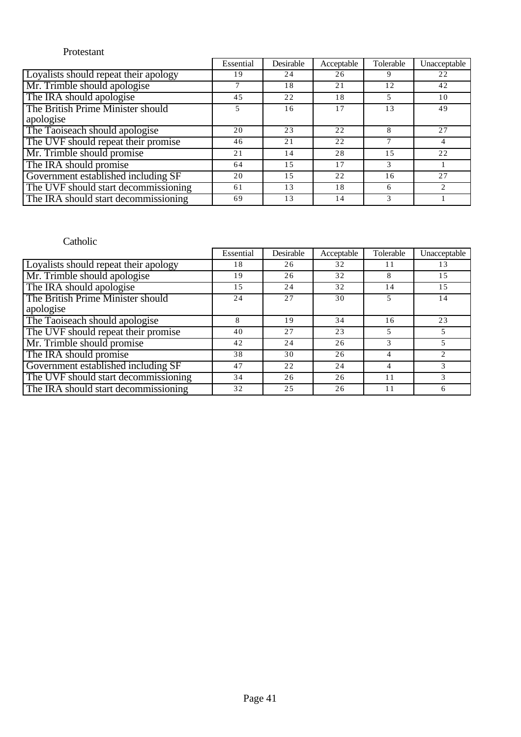Protestant

| | Essential | Desirable | Acceptable | Tolerable | Unacceptable |
|---|---|---|---|---|---|
| Loyalists should repeat their apology | 19 | 24 | 26 | 9 | 22 |
| Mr. Trimble should apologise | 7 | 18 | 21 | 12 | 42 |
| The IRA should apologise | 45 | 22 | 18 | 5 | 10 |
| The British Prime Minister should apologise | 5 | 16 | 17 | 13 | 49 |
| The Taoiseach should apologise | 20 | 23 | 22 | 8 | 27 |
| The UVF should repeat their promise | 46 | 21 | 22 | 7 | 4 |
| Mr. Trimble should promise | 21 | 14 | 28 | 15 | 22 |
| The IRA should promise | 64 | 15 | 17 | 3 | 1 |
| Government established including SF | 20 | 15 | 22 | 16 | 27 |
| The UVF should start decommissioning | 61 | 13 | 18 | 6 | 2 |
| The IRA should start decommissioning | 69 | 13 | 14 | 3 | 1 |

Catholic

| | Essential | Desirable | Acceptable | Tolerable | Unacceptable |
|---|---|---|---|---|---|
| Loyalists should repeat their apology | 18 | 26 | 32 | 11 | 13 |
| Mr. Trimble should apologise | 19 | 26 | 32 | 8 | 15 |
| The IRA should apologise | 15 | 24 | 32 | 14 | 15 |
| The British Prime Minister should apologise | 24 | 27 | 30 | 5 | 14 |
| The Taoiseach should apologise | 8 | 19 | 34 | 16 | 23 |
| The UVF should repeat their promise | 40 | 27 | 23 | 5 | 5 |
| Mr. Trimble should promise | 42 | 24 | 26 | 3 | 5 |
| The IRA should promise | 38 | 30 | 26 | 4 | 2 |
| Government established including SF | 47 | 22 | 24 | 4 | 3 |
| The UVF should start decommissioning | 34 | 26 | 26 | 11 | 3 |
| The IRA should start decommissioning | 32 | 25 | 26 | 11 | 6 |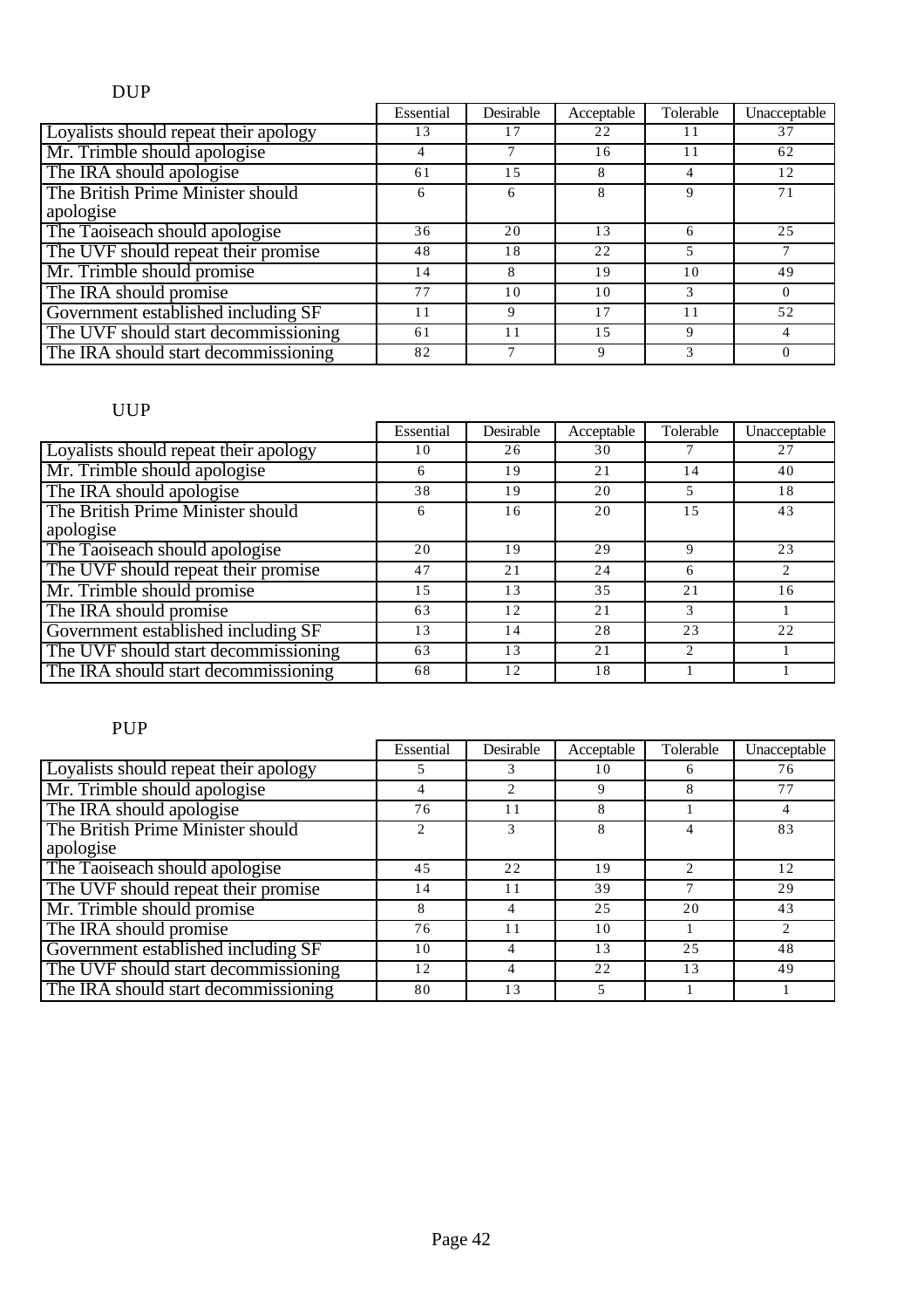DUP

| | Essential | Desirable | Acceptable | Tolerable | Unacceptable |
|---|---|---|---|---|---|
| Loyalists should repeat their apology | 13 | 17 | 22 | 11 | 37 |
| Mr. Trimble should apologise | 4 | 7 | 16 | 11 | 62 |
| The IRA should apologise | 61 | 15 | 8 | 4 | 12 |
| The British Prime Minister should apologise | 6 | 6 | 8 | 9 | 71 |
| The Taoiseach should apologise | 36 | 20 | 13 | 6 | 25 |
| The UVF should repeat their promise | 48 | 18 | 22 | 5 | 7 |
| Mr. Trimble should promise | 14 | 8 | 19 | 10 | 49 |
| The IRA should promise | 77 | 10 | 10 | 3 | 0 |
| Government established including SF | 11 | 9 | 17 | 11 | 52 |
| The UVF should start decommissioning | 61 | 11 | 15 | 9 | 4 |
| The IRA should start decommissioning | 82 | 7 | 9 | 3 | 0 |

UUP

| | Essential | Desirable | Acceptable | Tolerable | Unacceptable |
|---|---|---|---|---|---|
| Loyalists should repeat their apology | 10 | 26 | 30 | 7 | 27 |
| Mr. Trimble should apologise | 6 | 19 | 21 | 14 | 40 |
| The IRA should apologise | 38 | 19 | 20 | 5 | 18 |
| The British Prime Minister should apologise | 6 | 16 | 20 | 15 | 43 |
| The Taoiseach should apologise | 20 | 19 | 29 | 9 | 23 |
| The UVF should repeat their promise | 47 | 21 | 24 | 6 | 2 |
| Mr. Trimble should promise | 15 | 13 | 35 | 21 | 16 |
| The IRA should promise | 63 | 12 | 21 | 3 | 1 |
| Government established including SF | 13 | 14 | 28 | 23 | 22 |
| The UVF should start decommissioning | 63 | 13 | 21 | 2 | 1 |
| The IRA should start decommissioning | 68 | 12 | 18 | 1 | 1 |

PUP

| | Essential | Desirable | Acceptable | Tolerable | Unacceptable |
|---|---|---|---|---|---|
| Loyalists should repeat their apology | 5 | 3 | 10 | 6 | 76 |
| Mr. Trimble should apologise | 4 | 2 | 9 | 8 | 77 |
| The IRA should apologise | 76 | 11 | 8 | 1 | 4 |
| The British Prime Minister should apologise | 2 | 3 | 8 | 4 | 83 |
| The Taoiseach should apologise | 45 | 22 | 19 | 2 | 12 |
| The UVF should repeat their promise | 14 | 11 | 39 | 7 | 29 |
| Mr. Trimble should promise | 8 | 4 | 25 | 20 | 43 |
| The IRA should promise | 76 | 11 | 10 | 1 | 2 |
| Government established including SF | 10 | 4 | 13 | 25 | 48 |
| The UVF should start decommissioning | 12 | 4 | 22 | 13 | 49 |
| The IRA should start decommissioning | 80 | 13 | 5 | 1 | 1 |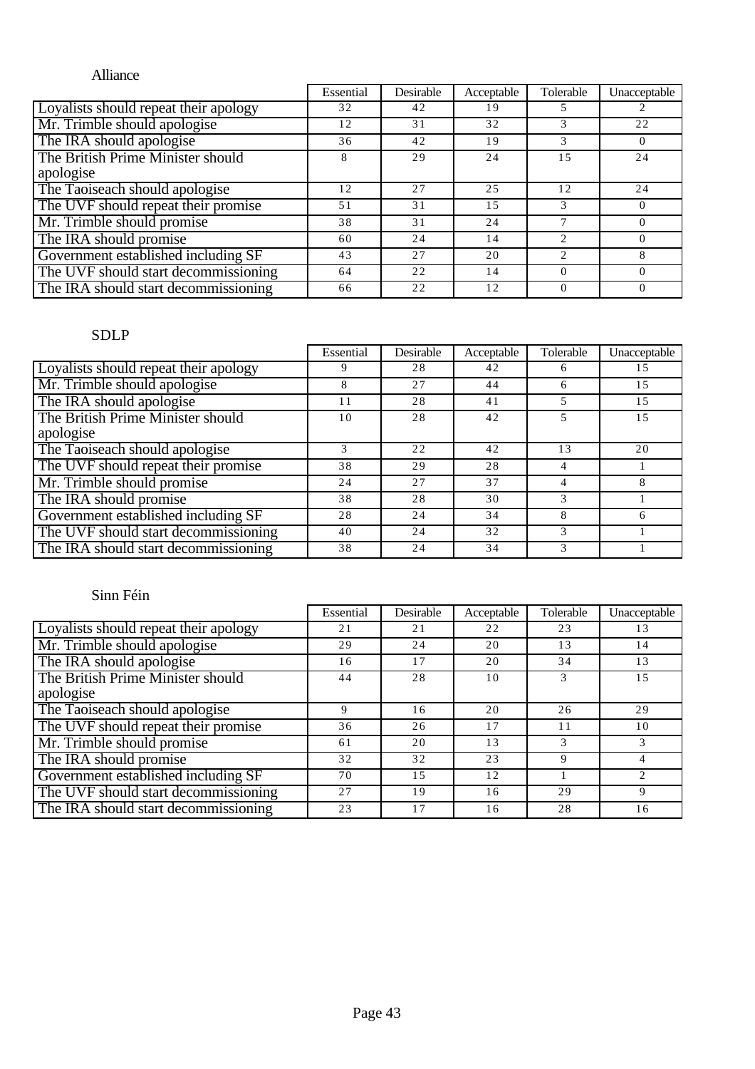Alliance

| | Essential | Desirable | Acceptable | Tolerable | Unacceptable |
|---|---|---|---|---|---|
| Loyalists should repeat their apology | 32 | 42 | 19 | 5 | 2 |
| Mr. Trimble should apologise | 12 | 31 | 32 | 3 | 22 |
| The IRA should apologise | 36 | 42 | 19 | 3 | 0 |
| The British Prime Minister should apologise | 8 | 29 | 24 | 15 | 24 |
| The Taoiseach should apologise | 12 | 27 | 25 | 12 | 24 |
| The UVF should repeat their promise | 51 | 31 | 15 | 3 | 0 |
| Mr. Trimble should promise | 38 | 31 | 24 | 7 | 0 |
| The IRA should promise | 60 | 24 | 14 | 2 | 0 |
| Government established including SF | 43 | 27 | 20 | 2 | 8 |
| The UVF should start decommissioning | 64 | 22 | 14 | 0 | 0 |
| The IRA should start decommissioning | 66 | 22 | 12 | 0 | 0 |

SDLP

| | Essential | Desirable | Acceptable | Tolerable | Unacceptable |
|---|---|---|---|---|---|
| Loyalists should repeat their apology | 9 | 28 | 42 | 6 | 15 |
| Mr. Trimble should apologise | 8 | 27 | 44 | 6 | 15 |
| The IRA should apologise | 11 | 28 | 41 | 5 | 15 |
| The British Prime Minister should apologise | 10 | 28 | 42 | 5 | 15 |
| The Taoiseach should apologise | 3 | 22 | 42 | 13 | 20 |
| The UVF should repeat their promise | 38 | 29 | 28 | 4 | 1 |
| Mr. Trimble should promise | 24 | 27 | 37 | 4 | 8 |
| The IRA should promise | 38 | 28 | 30 | 3 | 1 |
| Government established including SF | 28 | 24 | 34 | 8 | 6 |
| The UVF should start decommissioning | 40 | 24 | 32 | 3 | 1 |
| The IRA should start decommissioning | 38 | 24 | 34 | 3 | 1 |

Sinn Féin

| | Essential | Desirable | Acceptable | Tolerable | Unacceptable |
|---|---|---|---|---|---|
| Loyalists should repeat their apology | 21 | 21 | 22 | 23 | 13 |
| Mr. Trimble should apologise | 29 | 24 | 20 | 13 | 14 |
| The IRA should apologise | 16 | 17 | 20 | 34 | 13 |
| The British Prime Minister should apologise | 44 | 28 | 10 | 3 | 15 |
| The Taoiseach should apologise | 9 | 16 | 20 | 26 | 29 |
| The UVF should repeat their promise | 36 | 26 | 17 | 11 | 10 |
| Mr. Trimble should promise | 61 | 20 | 13 | 3 | 3 |
| The IRA should promise | 32 | 32 | 23 | 9 | 4 |
| Government established including SF | 70 | 15 | 12 | 1 | 2 |
| The UVF should start decommissioning | 27 | 19 | 16 | 29 | 9 |
| The IRA should start decommissioning | 23 | 17 | 16 | 28 | 16 |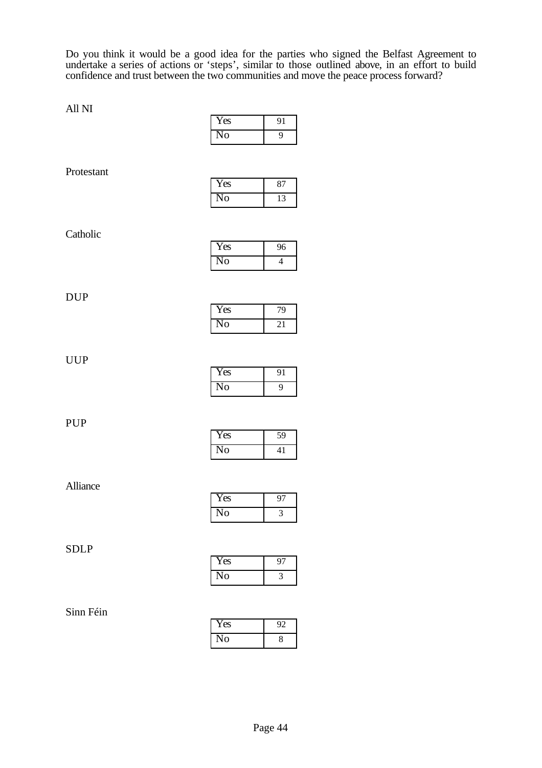Do you think it would be a good idea for the parties who signed the Belfast Agreement to undertake a series of actions or 'steps', similar to those outlined above, in an effort to build confidence and trust between the two communities and move the peace process forward?

All NI

| | |
|---|---|
| Yes | 91 |
| No | 9 |

Protestant

| | |
|---|---|
| Yes | 87 |
| No | 13 |

Catholic

| | |
|---|---|
| Yes | 96 |
| No | 4 |

DUP

| | |
|---|---|
| Yes | 79 |
| No | 21 |

UUP

| | |
|---|---|
| Yes | 91 |
| No | 9 |

PUP

| | |
|---|---|
| Yes | 59 |
| No | 41 |

Alliance

| | |
|---|---|
| Yes | 97 |
| No | 3 |

SDLP

| | |
|---|---|
| Yes | 97 |
| No | 3 |

Sinn Féin

| | |
|---|---|
| Yes | 92 |
| No | 8 |